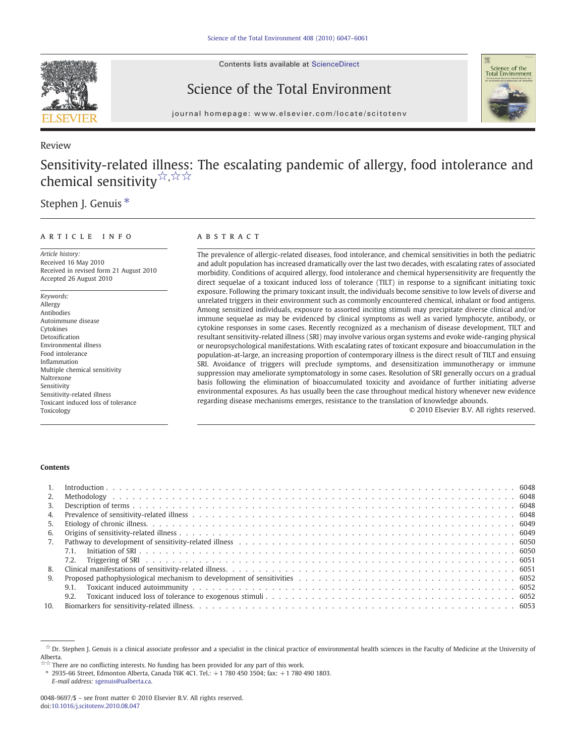Review

# Sensitivity-related illness: The escalating pandemic of allergy, food intolerance and chemical sensitivity ☆,☆☆

Stephen J. Genuis *

## ARTICLE INFO

*Article history:*
Received 16 May 2010
Received in revised form 21 August 2010
Accepted 26 August 2010

*Keywords:*
Allergy
Antibodies
Autoimmune disease
Cytokines
Detoxification
Environmental illness
Food intolerance
Inflammation
Multiple chemical sensitivity
Naltrexone
Sensitivity
Sensitivity-related illness
Toxicant induced loss of tolerance
Toxicology

## ABSTRACT

The prevalence of allergic-related diseases, food intolerance, and chemical sensitivities in both the pediatric and adult population has increased dramatically over the last two decades, with escalating rates of associated morbidity. Conditions of acquired allergy, food intolerance and chemical hypersensitivity are frequently the direct sequelae of a toxicant induced loss of tolerance (TILT) in response to a significant initiating toxic exposure. Following the primary toxicant insult, the individuals become sensitive to low levels of diverse and unrelated triggers in their environment such as commonly encountered chemical, inhalant or food antigens. Among sensitized individuals, exposure to assorted inciting stimuli may precipitate diverse clinical and/or immune sequelae as may be evidenced by clinical symptoms as well as varied lymphocyte, antibody, or cytokine responses in some cases. Recently recognized as a mechanism of disease development, TILT and resultant sensitivity-related illness (SRI) may involve various organ systems and evoke wide-ranging physical or neuropsychological manifestations. With escalating rates of toxicant exposure and bioaccumulation in the population-at-large, an increasing proportion of contemporary illness is the direct result of TILT and ensuing SRI. Avoidance of triggers will preclude symptoms, and desensitization immunotherapy or immune suppression may ameliorate symptomatology in some cases. Resolution of SRI generally occurs on a gradual basis following the elimination of bioaccumulated toxicity and avoidance of further initiating adverse environmental exposures. As has usually been the case throughout medical history whenever new evidence regarding disease mechanisms emerges, resistance to the translation of knowledge abounds.

© 2010 Elsevier B.V. All rights reserved.

## Contents

1. Introduction . . . 6048
2. Methodology . . . 6048
3. Description of terms . . . 6048
4. Prevalence of sensitivity-related illness . . . 6048
5. Etiology of chronic illness. . . . 6049
6. Origins of sensitivity-related illness . . . 6049
7. Pathway to development of sensitivity-related illness . . . 6050
   - 7.1. Initiation of SRI . . . 6050
   - 7.2. Triggering of SRI . . . 6051
8. Clinical manifestations of sensitivity-related illness. . . . 6051
9. Proposed pathophysiological mechanism to development of sensitivities . . . 6052
   - 9.1. Toxicant induced autoimmunity . . . 6052
   - 9.2. Toxicant induced loss of tolerance to exogenous stimuli . . . 6052
10. Biomarkers for sensitivity-related illness. . . . 6053

☆ Dr. Stephen J. Genuis is a clinical associate professor and a specialist in the clinical practice of environmental health sciences in the Faculty of Medicine at the University of Alberta.

☆☆ There are no conflicting interests. No funding has been provided for any part of this work.

\* 2935-66 Street, Edmonton Alberta, Canada T6K 4C1. Tel.: +1 780 450 3504; fax: +1 780 490 1803.
*E-mail address:* sgenuis@ualberta.ca.

0048-9697/$ – see front matter © 2010 Elsevier B.V. All rights reserved.
doi:10.1016/j.scitotenv.2010.08.047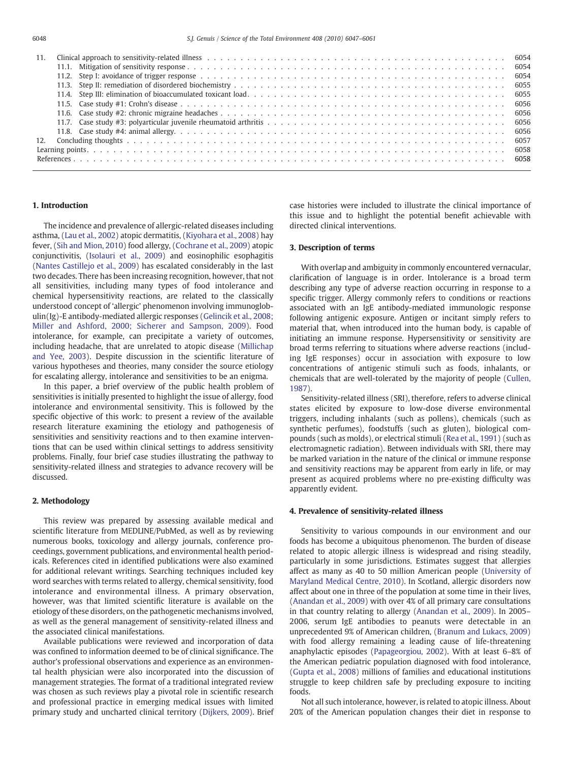11. Clinical approach to sensitivity-related illness . . . . . . . . . . 6054
    11.1. Mitigation of sensitivity response . . . . . . . . . . 6054
    11.2. Step I: avoidance of trigger response . . . . . . . . . . 6054
    11.3. Step II: remediation of disordered biochemistry . . . . . . . . . . 6055
    11.4. Step III: elimination of bioaccumulated toxicant load . . . . . . . . . . 6055
    11.5. Case study #1: Crohn's disease . . . . . . . . . . 6056
    11.6. Case study #2: chronic migraine headaches . . . . . . . . . . 6056
    11.7. Case study #3: polyarticular juvenile rheumatoid arthritis . . . . . . . . . . 6056
    11.8. Case study #4: animal allergy. . . . . . . . . . . 6056
12. Concluding thoughts . . . . . . . . . . 6057

Learning points . . . . . . . . . . 6058

References . . . . . . . . . . 6058

## 1. Introduction

The incidence and prevalence of allergic-related diseases including asthma, (Lau et al., 2002) atopic dermatitis, (Kiyohara et al., 2008) hay fever, (Sih and Mion, 2010) food allergy, (Cochrane et al., 2009) atopic conjunctivitis, (Isolauri et al., 2009) and eosinophilic esophagitis (Nantes Castillejo et al., 2009) has escalated considerably in the last two decades. There has been increasing recognition, however, that not all sensitivities, including many types of food intolerance and chemical hypersensitivity reactions, are related to the classically understood concept of 'allergic' phenomenon involving immunoglobulin(Ig)-E antibody-mediated allergic responses (Gelincik et al., 2008; Miller and Ashford, 2000; Sicherer and Sampson, 2009). Food intolerance, for example, can precipitate a variety of outcomes, including headache, that are unrelated to atopic disease (Millichap and Yee, 2003). Despite discussion in the scientific literature of various hypotheses and theories, many consider the source etiology for escalating allergy, intolerance and sensitivities to be an enigma.

In this paper, a brief overview of the public health problem of sensitivities is initially presented to highlight the issue of allergy, food intolerance and environmental sensitivity. This is followed by the specific objective of this work: to present a review of the available research literature examining the etiology and pathogenesis of sensitivities and sensitivity reactions and to then examine interventions that can be used within clinical settings to address sensitivity problems. Finally, four brief case studies illustrating the pathway to sensitivity-related illness and strategies to advance recovery will be discussed.

## 2. Methodology

This review was prepared by assessing available medical and scientific literature from MEDLINE/PubMed, as well as by reviewing numerous books, toxicology and allergy journals, conference proceedings, government publications, and environmental health periodicals. References cited in identified publications were also examined for additional relevant writings. Searching techniques included key word searches with terms related to allergy, chemical sensitivity, food intolerance and environmental illness. A primary observation, however, was that limited scientific literature is available on the etiology of these disorders, on the pathogenetic mechanisms involved, as well as the general management of sensitivity-related illness and the associated clinical manifestations.

Available publications were reviewed and incorporation of data was confined to information deemed to be of clinical significance. The author's professional observations and experience as an environmental health physician were also incorporated into the discussion of management strategies. The format of a traditional integrated review was chosen as such reviews play a pivotal role in scientific research and professional practice in emerging medical issues with limited primary study and uncharted clinical territory (Dijkers, 2009). Brief case histories were included to illustrate the clinical importance of this issue and to highlight the potential benefit achievable with directed clinical interventions.

## 3. Description of terms

With overlap and ambiguity in commonly encountered vernacular, clarification of language is in order. Intolerance is a broad term describing any type of adverse reaction occurring in response to a specific trigger. Allergy commonly refers to conditions or reactions associated with an IgE antibody-mediated immunologic response following antigenic exposure. Antigen or incitant simply refers to material that, when introduced into the human body, is capable of initiating an immune response. Hypersensitivity or sensitivity are broad terms referring to situations where adverse reactions (including IgE responses) occur in association with exposure to low concentrations of antigenic stimuli such as foods, inhalants, or chemicals that are well-tolerated by the majority of people (Cullen, 1987).

Sensitivity-related illness (SRI), therefore, refers to adverse clinical states elicited by exposure to low-dose diverse environmental triggers, including inhalants (such as pollens), chemicals (such as synthetic perfumes), foodstuffs (such as gluten), biological compounds (such as molds), or electrical stimuli (Rea et al., 1991) (such as electromagnetic radiation). Between individuals with SRI, there may be marked variation in the nature of the clinical or immune response and sensitivity reactions may be apparent from early in life, or may present as acquired problems where no pre-existing difficulty was apparently evident.

## 4. Prevalence of sensitivity-related illness

Sensitivity to various compounds in our environment and our foods has become a ubiquitous phenomenon. The burden of disease related to atopic allergic illness is widespread and rising steadily, particularly in some jurisdictions. Estimates suggest that allergies affect as many as 40 to 50 million American people (University of Maryland Medical Centre, 2010). In Scotland, allergic disorders now affect about one in three of the population at some time in their lives, (Anandan et al., 2009) with over 4% of all primary care consultations in that country relating to allergy (Anandan et al., 2009). In 2005–2006, serum IgE antibodies to peanuts were detectable in an unprecedented 9% of American children, (Branum and Lukacs, 2009) with food allergy remaining a leading cause of life-threatening anaphylactic episodes (Papageorgiou, 2002). With at least 6–8% of the American pediatric population diagnosed with food intolerance, (Gupta et al., 2008) millions of families and educational institutions struggle to keep children safe by precluding exposure to inciting foods.

Not all such intolerance, however, is related to atopic illness. About 20% of the American population changes their diet in response to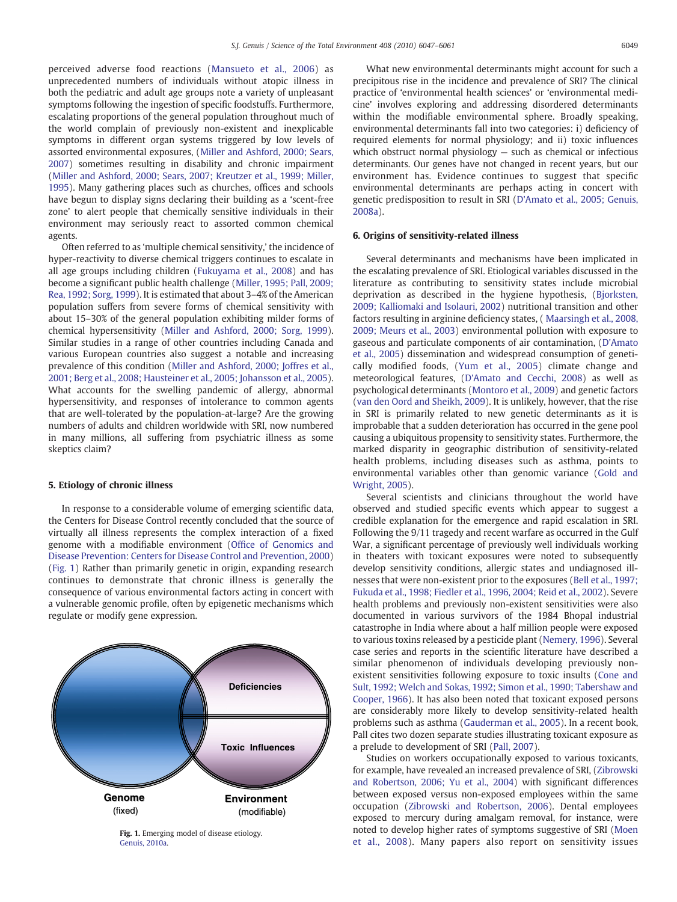perceived adverse food reactions (Mansueto et al., 2006) as unprecedented numbers of individuals without atopic illness in both the pediatric and adult age groups note a variety of unpleasant symptoms following the ingestion of specific foodstuffs. Furthermore, escalating proportions of the general population throughout much of the world complain of previously non-existent and inexplicable symptoms in different organ systems triggered by low levels of assorted environmental exposures, (Miller and Ashford, 2000; Sears, 2007) sometimes resulting in disability and chronic impairment (Miller and Ashford, 2000; Sears, 2007; Kreutzer et al., 1999; Miller, 1995). Many gathering places such as churches, offices and schools have begun to display signs declaring their building as a 'scent-free zone' to alert people that chemically sensitive individuals in their environment may seriously react to assorted common chemical agents.

Often referred to as 'multiple chemical sensitivity,' the incidence of hyper-reactivity to diverse chemical triggers continues to escalate in all age groups including children (Fukuyama et al., 2008) and has become a significant public health challenge (Miller, 1995; Pall, 2009; Rea, 1992; Sorg, 1999). It is estimated that about 3–4% of the American population suffers from severe forms of chemical sensitivity with about 15–30% of the general population exhibiting milder forms of chemical hypersensitivity (Miller and Ashford, 2000; Sorg, 1999). Similar studies in a range of other countries including Canada and various European countries also suggest a notable and increasing prevalence of this condition (Miller and Ashford, 2000; Joffres et al., 2001; Berg et al., 2008; Hausteiner et al., 2005; Johansson et al., 2005). What accounts for the swelling pandemic of allergy, abnormal hypersensitivity, and responses of intolerance to common agents that are well-tolerated by the population-at-large? Are the growing numbers of adults and children worldwide with SRI, now numbered in many millions, all suffering from psychiatric illness as some skeptics claim?

## 5. Etiology of chronic illness

In response to a considerable volume of emerging scientific data, the Centers for Disease Control recently concluded that the source of virtually all illness represents the complex interaction of a fixed genome with a modifiable environment (Office of Genomics and Disease Prevention: Centers for Disease Control and Prevention, 2000) (Fig. 1) Rather than primarily genetic in origin, expanding research continues to demonstrate that chronic illness is generally the consequence of various environmental factors acting in concert with a vulnerable genomic profile, often by epigenetic mechanisms which regulate or modify gene expression.

Deficiencies

Toxic Influences

Genome (fixed)

Environment (modifiable)

**Fig. 1.** Emerging model of disease etiology. Genuis, 2010a.

What new environmental determinants might account for such a precipitous rise in the incidence and prevalence of SRI? The clinical practice of 'environmental health sciences' or 'environmental medicine' involves exploring and addressing disordered determinants within the modifiable environmental sphere. Broadly speaking, environmental determinants fall into two categories: i) deficiency of required elements for normal physiology; and ii) toxic influences which obstruct normal physiology — such as chemical or infectious determinants. Our genes have not changed in recent years, but our environment has. Evidence continues to suggest that specific environmental determinants are perhaps acting in concert with genetic predisposition to result in SRI (D'Amato et al., 2005; Genuis, 2008a).

## 6. Origins of sensitivity-related illness

Several determinants and mechanisms have been implicated in the escalating prevalence of SRI. Etiological variables discussed in the literature as contributing to sensitivity states include microbial deprivation as described in the hygiene hypothesis, (Bjorksten, 2009; Kalliomaki and Isolauri, 2002) nutritional transition and other factors resulting in arginine deficiency states, ( Maarsingh et al., 2008, 2009; Meurs et al., 2003) environmental pollution with exposure to gaseous and particulate components of air contamination, (D'Amato et al., 2005) dissemination and widespread consumption of genetically modified foods, (Yum et al., 2005) climate change and meteorological features, (D'Amato and Cecchi, 2008) as well as psychological determinants (Montoro et al., 2009) and genetic factors (van den Oord and Sheikh, 2009). It is unlikely, however, that the rise in SRI is primarily related to new genetic determinants as it is improbable that a sudden deterioration has occurred in the gene pool causing a ubiquitous propensity to sensitivity states. Furthermore, the marked disparity in geographic distribution of sensitivity-related health problems, including diseases such as asthma, points to environmental variables other than genomic variance (Gold and Wright, 2005).

Several scientists and clinicians throughout the world have observed and studied specific events which appear to suggest a credible explanation for the emergence and rapid escalation in SRI. Following the 9/11 tragedy and recent warfare as occurred in the Gulf War, a significant percentage of previously well individuals working in theaters with toxicant exposures were noted to subsequently develop sensitivity conditions, allergic states and undiagnosed illnesses that were non-existent prior to the exposures (Bell et al., 1997; Fukuda et al., 1998; Fiedler et al., 1996, 2004; Reid et al., 2002). Severe health problems and previously non-existent sensitivities were also documented in various survivors of the 1984 Bhopal industrial catastrophe in India where about a half million people were exposed to various toxins released by a pesticide plant (Nemery, 1996). Several case series and reports in the scientific literature have described a similar phenomenon of individuals developing previously non-existent sensitivities following exposure to toxic insults (Cone and Sult, 1992; Welch and Sokas, 1992; Simon et al., 1990; Tabershaw and Cooper, 1966). It has also been noted that toxicant exposed persons are considerably more likely to develop sensitivity-related health problems such as asthma (Gauderman et al., 2005). In a recent book, Pall cites two dozen separate studies illustrating toxicant exposure as a prelude to development of SRI (Pall, 2007).

Studies on workers occupationally exposed to various toxicants, for example, have revealed an increased prevalence of SRI, (Zibrowski and Robertson, 2006; Yu et al., 2004) with significant differences between exposed versus non-exposed employees within the same occupation (Zibrowski and Robertson, 2006). Dental employees exposed to mercury during amalgam removal, for instance, were noted to develop higher rates of symptoms suggestive of SRI (Moen et al., 2008). Many papers also report on sensitivity issues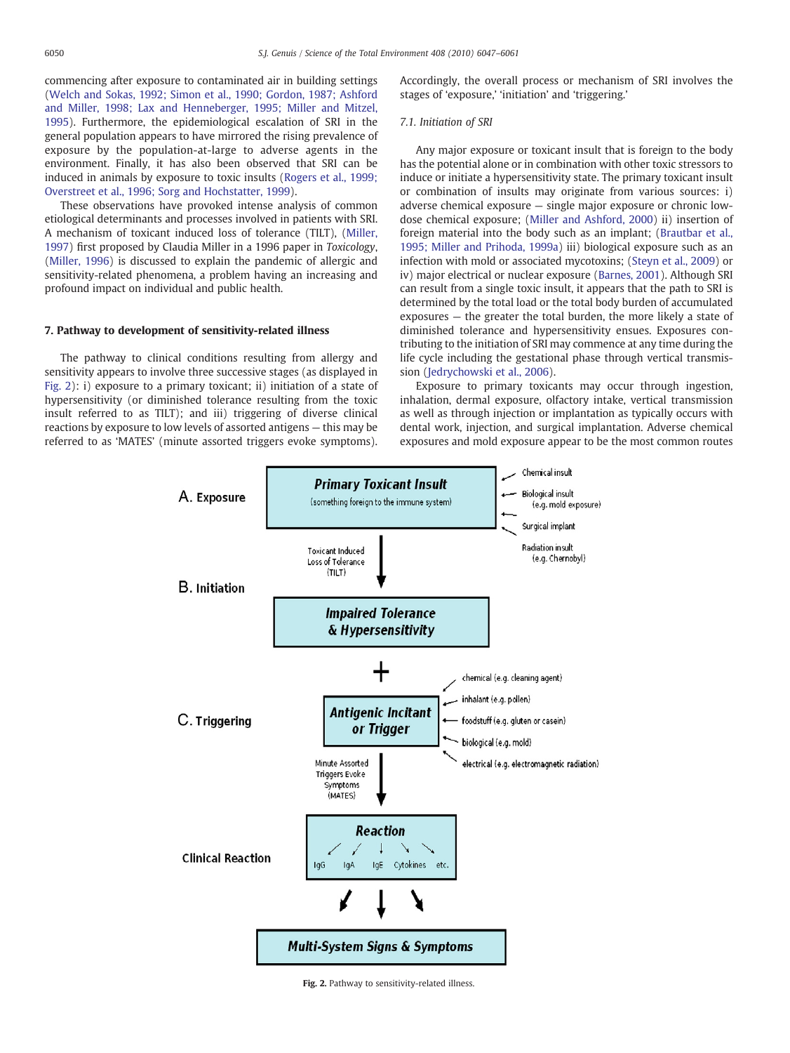commencing after exposure to contaminated air in building settings (Welch and Sokas, 1992; Simon et al., 1990; Gordon, 1987; Ashford and Miller, 1998; Lax and Henneberger, 1995; Miller and Mitzel, 1995). Furthermore, the epidemiological escalation of SRI in the general population appears to have mirrored the rising prevalence of exposure by the population-at-large to adverse agents in the environment. Finally, it has also been observed that SRI can be induced in animals by exposure to toxic insults (Rogers et al., 1999; Overstreet et al., 1996; Sorg and Hochstatter, 1999).

These observations have provoked intense analysis of common etiological determinants and processes involved in patients with SRI. A mechanism of toxicant induced loss of tolerance (TILT), (Miller, 1997) first proposed by Claudia Miller in a 1996 paper in *Toxicology*, (Miller, 1996) is discussed to explain the pandemic of allergic and sensitivity-related phenomena, a problem having an increasing and profound impact on individual and public health.

## 7. Pathway to development of sensitivity-related illness

The pathway to clinical conditions resulting from allergy and sensitivity appears to involve three successive stages (as displayed in Fig. 2): i) exposure to a primary toxicant; ii) initiation of a state of hypersensitivity (or diminished tolerance resulting from the toxic insult referred to as TILT); and iii) triggering of diverse clinical reactions by exposure to low levels of assorted antigens — this may be referred to as 'MATES' (minute assorted triggers evoke symptoms). Accordingly, the overall process or mechanism of SRI involves the stages of 'exposure,' 'initiation' and 'triggering.'

### 7.1. Initiation of SRI

Any major exposure or toxicant insult that is foreign to the body has the potential alone or in combination with other toxic stressors to induce or initiate a hypersensitivity state. The primary toxicant insult or combination of insults may originate from various sources: i) adverse chemical exposure — single major exposure or chronic low-dose chemical exposure; (Miller and Ashford, 2000) ii) insertion of foreign material into the body such as an implant; (Brautbar et al., 1995; Miller and Prihoda, 1999a) iii) biological exposure such as an infection with mold or associated mycotoxins; (Steyn et al., 2009) or iv) major electrical or nuclear exposure (Barnes, 2001). Although SRI can result from a single toxic insult, it appears that the path to SRI is determined by the total load or the total body burden of accumulated exposures — the greater the total burden, the more likely a state of diminished tolerance and hypersensitivity ensues. Exposures contributing to the initiation of SRI may commence at any time during the life cycle including the gestational phase through vertical transmission (Jedrychowski et al., 2006).

Exposure to primary toxicants may occur through ingestion, inhalation, dermal exposure, olfactory intake, vertical transmission as well as through injection or implantation as typically occurs with dental work, injection, and surgical implantation. Adverse chemical exposures and mold exposure appear to be the most common routes

**A. Exposure**

**Primary Toxicant Insult** (something foreign to the immune system) ← Chemical insult; Biological insult (e.g. mold exposure); Surgical implant; Radiation insult (e.g. Chernobyl)

↓ Toxicant Induced Loss of Tolerance (TILT)

**B. Initiation**

**Impaired Tolerance & Hypersensitivity**

+

**C. Triggering**

**Antigenic Incitant or Trigger** ← chemical (e.g. cleaning agent); inhalant (e.g. pollen); foodstuff (e.g. gluten or casein); biological (e.g. mold); electrical (e.g. electromagnetic radiation)

↓ Minute Assorted Triggers Evoke Symptoms (MATES)

**Clinical Reaction**

**Reaction**: IgG, IgA, IgE, Cytokines, etc.

↓

**Multi-System Signs & Symptoms**

**Fig. 2.** Pathway to sensitivity-related illness.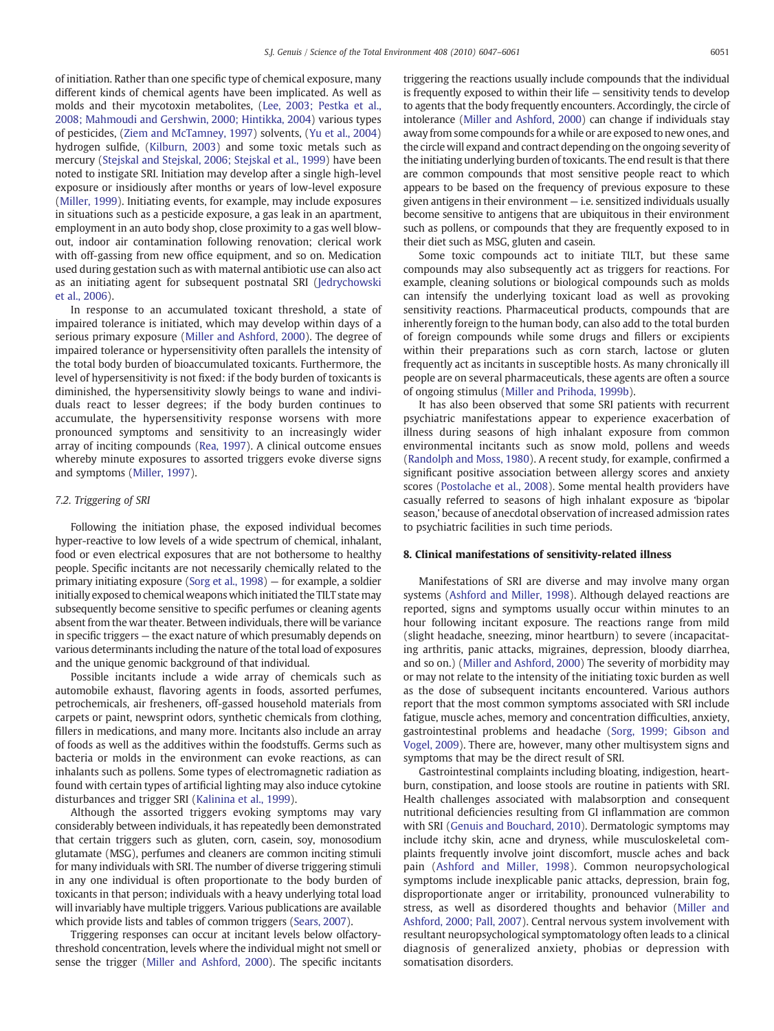of initiation. Rather than one specific type of chemical exposure, many different kinds of chemical agents have been implicated. As well as molds and their mycotoxin metabolites, (Lee, 2003; Pestka et al., 2008; Mahmoudi and Gershwin, 2000; Hintikka, 2004) various types of pesticides, (Ziem and McTamney, 1997) solvents, (Yu et al., 2004) hydrogen sulfide, (Kilburn, 2003) and some toxic metals such as mercury (Stejskal and Stejskal, 2006; Stejskal et al., 1999) have been noted to instigate SRI. Initiation may develop after a single high-level exposure or insidiously after months or years of low-level exposure (Miller, 1999). Initiating events, for example, may include exposures in situations such as a pesticide exposure, a gas leak in an apartment, employment in an auto body shop, close proximity to a gas well blowout, indoor air contamination following renovation; clerical work with off-gassing from new office equipment, and so on. Medication used during gestation such as with maternal antibiotic use can also act as an initiating agent for subsequent postnatal SRI (Jedrychowski et al., 2006).

In response to an accumulated toxicant threshold, a state of impaired tolerance is initiated, which may develop within days of a serious primary exposure (Miller and Ashford, 2000). The degree of impaired tolerance or hypersensitivity often parallels the intensity of the total body burden of bioaccumulated toxicants. Furthermore, the level of hypersensitivity is not fixed: if the body burden of toxicants is diminished, the hypersensitivity slowly beings to wane and individuals react to lesser degrees; if the body burden continues to accumulate, the hypersensitivity response worsens with more pronounced symptoms and sensitivity to an increasingly wider array of inciting compounds (Rea, 1997). A clinical outcome ensues whereby minute exposures to assorted triggers evoke diverse signs and symptoms (Miller, 1997).

### 7.2. Triggering of SRI

Following the initiation phase, the exposed individual becomes hyper-reactive to low levels of a wide spectrum of chemical, inhalant, food or even electrical exposures that are not bothersome to healthy people. Specific incitants are not necessarily chemically related to the primary initiating exposure (Sorg et al., 1998) — for example, a soldier initially exposed to chemical weapons which initiated the TILT state may subsequently become sensitive to specific perfumes or cleaning agents absent from the war theater. Between individuals, there will be variance in specific triggers — the exact nature of which presumably depends on various determinants including the nature of the total load of exposures and the unique genomic background of that individual.

Possible incitants include a wide array of chemicals such as automobile exhaust, flavoring agents in foods, assorted perfumes, petrochemicals, air fresheners, off-gassed household materials from carpets or paint, newsprint odors, synthetic chemicals from clothing, fillers in medications, and many more. Incitants also include an array of foods as well as the additives within the foodstuffs. Germs such as bacteria or molds in the environment can evoke reactions, as can inhalants such as pollens. Some types of electromagnetic radiation as found with certain types of artificial lighting may also induce cytokine disturbances and trigger SRI (Kalinina et al., 1999).

Although the assorted triggers evoking symptoms may vary considerably between individuals, it has repeatedly been demonstrated that certain triggers such as gluten, corn, casein, soy, monosodium glutamate (MSG), perfumes and cleaners are common inciting stimuli for many individuals with SRI. The number of diverse triggering stimuli in any one individual is often proportionate to the body burden of toxicants in that person; individuals with a heavy underlying total load will invariably have multiple triggers. Various publications are available which provide lists and tables of common triggers (Sears, 2007).

Triggering responses can occur at incitant levels below olfactory-threshold concentration, levels where the individual might not smell or sense the trigger (Miller and Ashford, 2000). The specific incitants triggering the reactions usually include compounds that the individual is frequently exposed to within their life — sensitivity tends to develop to agents that the body frequently encounters. Accordingly, the circle of intolerance (Miller and Ashford, 2000) can change if individuals stay away from some compounds for a while or are exposed to new ones, and the circle will expand and contract depending on the ongoing severity of the initiating underlying burden of toxicants. The end result is that there are common compounds that most sensitive people react to which appears to be based on the frequency of previous exposure to these given antigens in their environment — i.e. sensitized individuals usually become sensitive to antigens that are ubiquitous in their environment such as pollens, or compounds that they are frequently exposed to in their diet such as MSG, gluten and casein.

Some toxic compounds act to initiate TILT, but these same compounds may also subsequently act as triggers for reactions. For example, cleaning solutions or biological compounds such as molds can intensify the underlying toxicant load as well as provoking sensitivity reactions. Pharmaceutical products, compounds that are inherently foreign to the human body, can also add to the total burden of foreign compounds while some drugs and fillers or excipients within their preparations such as corn starch, lactose or gluten frequently act as incitants in susceptible hosts. As many chronically ill people are on several pharmaceuticals, these agents are often a source of ongoing stimulus (Miller and Prihoda, 1999b).

It has also been observed that some SRI patients with recurrent psychiatric manifestations appear to experience exacerbation of illness during seasons of high inhalant exposure from common environmental incitants such as snow mold, pollens and weeds (Randolph and Moss, 1980). A recent study, for example, confirmed a significant positive association between allergy scores and anxiety scores (Postolache et al., 2008). Some mental health providers have casually referred to seasons of high inhalant exposure as 'bipolar season,' because of anecdotal observation of increased admission rates to psychiatric facilities in such time periods.

## 8. Clinical manifestations of sensitivity-related illness

Manifestations of SRI are diverse and may involve many organ systems (Ashford and Miller, 1998). Although delayed reactions are reported, signs and symptoms usually occur within minutes to an hour following incitant exposure. The reactions range from mild (slight headache, sneezing, minor heartburn) to severe (incapacitating arthritis, panic attacks, migraines, depression, bloody diarrhea, and so on.) (Miller and Ashford, 2000) The severity of morbidity may or may not relate to the intensity of the initiating toxic burden as well as the dose of subsequent incitants encountered. Various authors report that the most common symptoms associated with SRI include fatigue, muscle aches, memory and concentration difficulties, anxiety, gastrointestinal problems and headache (Sorg, 1999; Gibson and Vogel, 2009). There are, however, many other multisystem signs and symptoms that may be the direct result of SRI.

Gastrointestinal complaints including bloating, indigestion, heartburn, constipation, and loose stools are routine in patients with SRI. Health challenges associated with malabsorption and consequent nutritional deficiencies resulting from GI inflammation are common with SRI (Genuis and Bouchard, 2010). Dermatologic symptoms may include itchy skin, acne and dryness, while musculoskeletal complaints frequently involve joint discomfort, muscle aches and back pain (Ashford and Miller, 1998). Common neuropsychological symptoms include inexplicable panic attacks, depression, brain fog, disproportionate anger or irritability, pronounced vulnerability to stress, as well as disordered thoughts and behavior (Miller and Ashford, 2000; Pall, 2007). Central nervous system involvement with resultant neuropsychological symptomatology often leads to a clinical diagnosis of generalized anxiety, phobias or depression with somatisation disorders.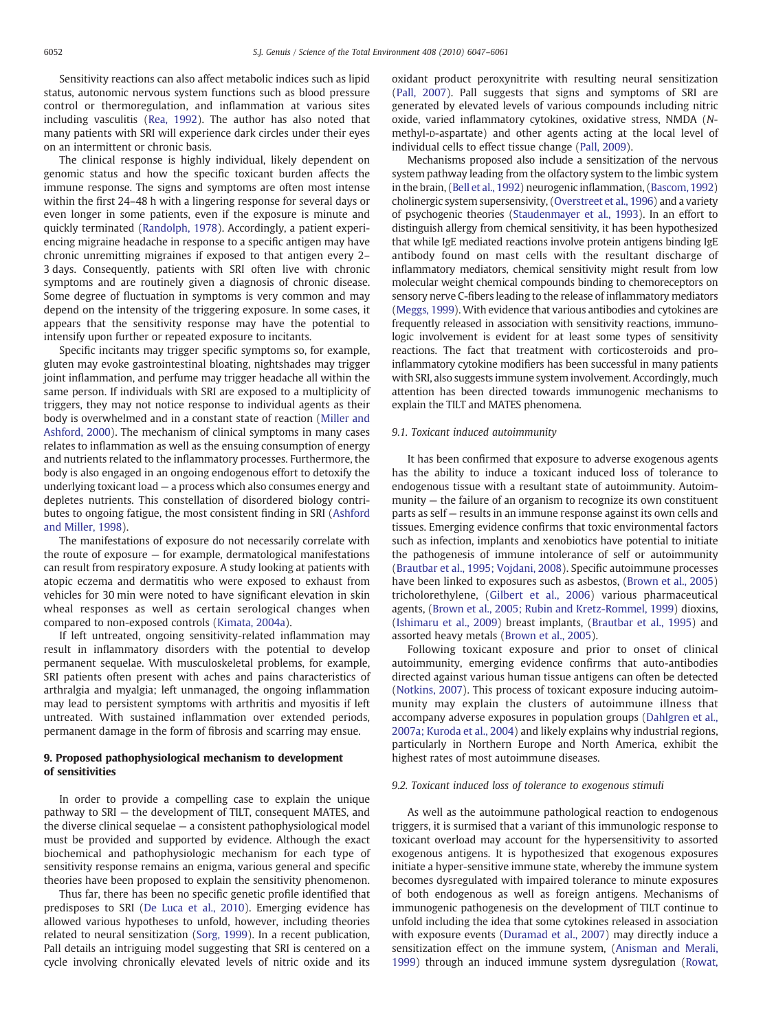Sensitivity reactions can also affect metabolic indices such as lipid status, autonomic nervous system functions such as blood pressure control or thermoregulation, and inflammation at various sites including vasculitis (Rea, 1992). The author has also noted that many patients with SRI will experience dark circles under their eyes on an intermittent or chronic basis.

The clinical response is highly individual, likely dependent on genomic status and how the specific toxicant burden affects the immune response. The signs and symptoms are often most intense within the first 24–48 h with a lingering response for several days or even longer in some patients, even if the exposure is minute and quickly terminated (Randolph, 1978). Accordingly, a patient experiencing migraine headache in response to a specific antigen may have chronic unremitting migraines if exposed to that antigen every 2–3 days. Consequently, patients with SRI often live with chronic symptoms and are routinely given a diagnosis of chronic disease. Some degree of fluctuation in symptoms is very common and may depend on the intensity of the triggering exposure. In some cases, it appears that the sensitivity response may have the potential to intensify upon further or repeated exposure to incitants.

Specific incitants may trigger specific symptoms so, for example, gluten may evoke gastrointestinal bloating, nightshades may trigger joint inflammation, and perfume may trigger headache all within the same person. If individuals with SRI are exposed to a multiplicity of triggers, they may not notice response to individual agents as their body is overwhelmed and in a constant state of reaction (Miller and Ashford, 2000). The mechanism of clinical symptoms in many cases relates to inflammation as well as the ensuing consumption of energy and nutrients related to the inflammatory processes. Furthermore, the body is also engaged in an ongoing endogenous effort to detoxify the underlying toxicant load — a process which also consumes energy and depletes nutrients. This constellation of disordered biology contributes to ongoing fatigue, the most consistent finding in SRI (Ashford and Miller, 1998).

The manifestations of exposure do not necessarily correlate with the route of exposure — for example, dermatological manifestations can result from respiratory exposure. A study looking at patients with atopic eczema and dermatitis who were exposed to exhaust from vehicles for 30 min were noted to have significant elevation in skin wheal responses as well as certain serological changes when compared to non-exposed controls (Kimata, 2004a).

If left untreated, ongoing sensitivity-related inflammation may result in inflammatory disorders with the potential to develop permanent sequelae. With musculoskeletal problems, for example, SRI patients often present with aches and pains characteristics of arthralgia and myalgia; left unmanaged, the ongoing inflammation may lead to persistent symptoms with arthritis and myositis if left untreated. With sustained inflammation over extended periods, permanent damage in the form of fibrosis and scarring may ensue.

## 9. Proposed pathophysiological mechanism to development of sensitivities

In order to provide a compelling case to explain the unique pathway to SRI — the development of TILT, consequent MATES, and the diverse clinical sequelae — a consistent pathophysiological model must be provided and supported by evidence. Although the exact biochemical and pathophysiologic mechanism for each type of sensitivity response remains an enigma, various general and specific theories have been proposed to explain the sensitivity phenomenon.

Thus far, there has been no specific genetic profile identified that predisposes to SRI (De Luca et al., 2010). Emerging evidence has allowed various hypotheses to unfold, however, including theories related to neural sensitization (Sorg, 1999). In a recent publication, Pall details an intriguing model suggesting that SRI is centered on a cycle involving chronically elevated levels of nitric oxide and its oxidant product peroxynitrite with resulting neural sensitization (Pall, 2007). Pall suggests that signs and symptoms of SRI are generated by elevated levels of various compounds including nitric oxide, varied inflammatory cytokines, oxidative stress, NMDA (*N*-methyl-D-aspartate) and other agents acting at the local level of individual cells to effect tissue change (Pall, 2009).

Mechanisms proposed also include a sensitization of the nervous system pathway leading from the olfactory system to the limbic system in the brain, (Bell et al., 1992) neurogenic inflammation, (Bascom, 1992) cholinergic system supersensitivity, (Overstreet et al., 1996) and a variety of psychogenic theories (Staudenmayer et al., 1993). In an effort to distinguish allergy from chemical sensitivity, it has been hypothesized that while IgE mediated reactions involve protein antigens binding IgE antibody found on mast cells with the resultant discharge of inflammatory mediators, chemical sensitivity might result from low molecular weight chemical compounds binding to chemoreceptors on sensory nerve C-fibers leading to the release of inflammatory mediators (Meggs, 1999). With evidence that various antibodies and cytokines are frequently released in association with sensitivity reactions, immunologic involvement is evident for at least some types of sensitivity reactions. The fact that treatment with corticosteroids and pro-inflammatory cytokine modifiers has been successful in many patients with SRI, also suggests immune system involvement. Accordingly, much attention has been directed towards immunogenic mechanisms to explain the TILT and MATES phenomena.

### 9.1. Toxicant induced autoimmunity

It has been confirmed that exposure to adverse exogenous agents has the ability to induce a toxicant induced loss of tolerance to endogenous tissue with a resultant state of autoimmunity. Autoimmunity — the failure of an organism to recognize its own constituent parts as self — results in an immune response against its own cells and tissues. Emerging evidence confirms that toxic environmental factors such as infection, implants and xenobiotics have potential to initiate the pathogenesis of immune intolerance of self or autoimmunity (Brautbar et al., 1995; Vojdani, 2008). Specific autoimmune processes have been linked to exposures such as asbestos, (Brown et al., 2005) tricholorethylene, (Gilbert et al., 2006) various pharmaceutical agents, (Brown et al., 2005; Rubin and Kretz-Rommel, 1999) dioxins, (Ishimaru et al., 2009) breast implants, (Brautbar et al., 1995) and assorted heavy metals (Brown et al., 2005).

Following toxicant exposure and prior to onset of clinical autoimmunity, emerging evidence confirms that auto-antibodies directed against various human tissue antigens can often be detected (Notkins, 2007). This process of toxicant exposure inducing autoimmunity may explain the clusters of autoimmune illness that accompany adverse exposures in population groups (Dahlgren et al., 2007a; Kuroda et al., 2004) and likely explains why industrial regions, particularly in Northern Europe and North America, exhibit the highest rates of most autoimmune diseases.

### 9.2. Toxicant induced loss of tolerance to exogenous stimuli

As well as the autoimmune pathological reaction to endogenous triggers, it is surmised that a variant of this immunologic response to toxicant overload may account for the hypersensitivity to assorted exogenous antigens. It is hypothesized that exogenous exposures initiate a hyper-sensitive immune state, whereby the immune system becomes dysregulated with impaired tolerance to minute exposures of both endogenous as well as foreign antigens. Mechanisms of immunogenic pathogenesis on the development of TILT continue to unfold including the idea that some cytokines released in association with exposure events (Duramad et al., 2007) may directly induce a sensitization effect on the immune system, (Anisman and Merali, 1999) through an induced immune system dysregulation (Rowat,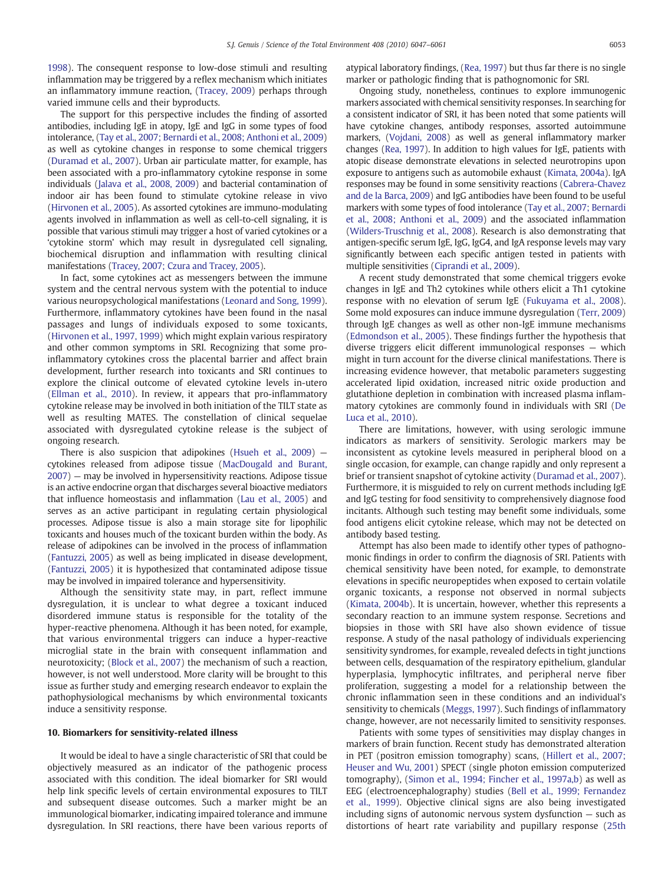1998). The consequent response to low-dose stimuli and resulting inflammation may be triggered by a reflex mechanism which initiates an inflammatory immune reaction, (Tracey, 2009) perhaps through varied immune cells and their byproducts.

The support for this perspective includes the finding of assorted antibodies, including IgE in atopy, IgE and IgG in some types of food intolerance, (Tay et al., 2007; Bernardi et al., 2008; Anthoni et al., 2009) as well as cytokine changes in response to some chemical triggers (Duramad et al., 2007). Urban air particulate matter, for example, has been associated with a pro-inflammatory cytokine response in some individuals (Jalava et al., 2008, 2009) and bacterial contamination of indoor air has been found to stimulate cytokine release in vivo (Hirvonen et al., 2005). As assorted cytokines are immuno-modulating agents involved in inflammation as well as cell-to-cell signaling, it is possible that various stimuli may trigger a host of varied cytokines or a 'cytokine storm' which may result in dysregulated cell signaling, biochemical disruption and inflammation with resulting clinical manifestations (Tracey, 2007; Czura and Tracey, 2005).

In fact, some cytokines act as messengers between the immune system and the central nervous system with the potential to induce various neuropsychological manifestations (Leonard and Song, 1999). Furthermore, inflammatory cytokines have been found in the nasal passages and lungs of individuals exposed to some toxicants, (Hirvonen et al., 1997, 1999) which might explain various respiratory and other common symptoms in SRI. Recognizing that some pro-inflammatory cytokines cross the placental barrier and affect brain development, further research into toxicants and SRI continues to explore the clinical outcome of elevated cytokine levels in-utero (Ellman et al., 2010). In review, it appears that pro-inflammatory cytokine release may be involved in both initiation of the TILT state as well as resulting MATES. The constellation of clinical sequelae associated with dysregulated cytokine release is the subject of ongoing research.

There is also suspicion that adipokines (Hsueh et al., 2009) — cytokines released from adipose tissue (MacDougald and Burant, 2007) — may be involved in hypersensitivity reactions. Adipose tissue is an active endocrine organ that discharges several bioactive mediators that influence homeostasis and inflammation (Lau et al., 2005) and serves as an active participant in regulating certain physiological processes. Adipose tissue is also a main storage site for lipophilic toxicants and houses much of the toxicant burden within the body. As release of adipokines can be involved in the process of inflammation (Fantuzzi, 2005) as well as being implicated in disease development, (Fantuzzi, 2005) it is hypothesized that contaminated adipose tissue may be involved in impaired tolerance and hypersensitivity.

Although the sensitivity state may, in part, reflect immune dysregulation, it is unclear to what degree a toxicant induced disordered immune status is responsible for the totality of the hyper-reactive phenomena. Although it has been noted, for example, that various environmental triggers can induce a hyper-reactive microglial state in the brain with consequent inflammation and neurotoxicity; (Block et al., 2007) the mechanism of such a reaction, however, is not well understood. More clarity will be brought to this issue as further study and emerging research endeavor to explain the pathophysiological mechanisms by which environmental toxicants induce a sensitivity response.

## 10. Biomarkers for sensitivity-related illness

It would be ideal to have a single characteristic of SRI that could be objectively measured as an indicator of the pathogenic process associated with this condition. The ideal biomarker for SRI would help link specific levels of certain environmental exposures to TILT and subsequent disease outcomes. Such a marker might be an immunological biomarker, indicating impaired tolerance and immune dysregulation. In SRI reactions, there have been various reports of atypical laboratory findings, (Rea, 1997) but thus far there is no single marker or pathologic finding that is pathognomonic for SRI.

Ongoing study, nonetheless, continues to explore immunogenic markers associated with chemical sensitivity responses. In searching for a consistent indicator of SRI, it has been noted that some patients will have cytokine changes, antibody responses, assorted autoimmune markers, (Vojdani, 2008) as well as general inflammatory marker changes (Rea, 1997). In addition to high values for IgE, patients with atopic disease demonstrate elevations in selected neurotropins upon exposure to antigens such as automobile exhaust (Kimata, 2004a). IgA responses may be found in some sensitivity reactions (Cabrera-Chavez and de la Barca, 2009) and IgG antibodies have been found to be useful markers with some types of food intolerance (Tay et al., 2007; Bernardi et al., 2008; Anthoni et al., 2009) and the associated inflammation (Wilders-Truschnig et al., 2008). Research is also demonstrating that antigen-specific serum IgE, IgG, IgG4, and IgA response levels may vary significantly between each specific antigen tested in patients with multiple sensitivities (Ciprandi et al., 2009).

A recent study demonstrated that some chemical triggers evoke changes in IgE and Th2 cytokines while others elicit a Th1 cytokine response with no elevation of serum IgE (Fukuyama et al., 2008). Some mold exposures can induce immune dysregulation (Terr, 2009) through IgE changes as well as other non-IgE immune mechanisms (Edmondson et al., 2005). These findings further the hypothesis that diverse triggers elicit different immunological responses — which might in turn account for the diverse clinical manifestations. There is increasing evidence however, that metabolic parameters suggesting accelerated lipid oxidation, increased nitric oxide production and glutathione depletion in combination with increased plasma inflammatory cytokines are commonly found in individuals with SRI (De Luca et al., 2010).

There are limitations, however, with using serologic immune indicators as markers of sensitivity. Serologic markers may be inconsistent as cytokine levels measured in peripheral blood on a single occasion, for example, can change rapidly and only represent a brief or transient snapshot of cytokine activity (Duramad et al., 2007). Furthermore, it is misguided to rely on current methods including IgE and IgG testing for food sensitivity to comprehensively diagnose food incitants. Although such testing may benefit some individuals, some food antigens elicit cytokine release, which may not be detected on antibody based testing.

Attempt has also been made to identify other types of pathognomonic findings in order to confirm the diagnosis of SRI. Patients with chemical sensitivity have been noted, for example, to demonstrate elevations in specific neuropeptides when exposed to certain volatile organic toxicants, a response not observed in normal subjects (Kimata, 2004b). It is uncertain, however, whether this represents a secondary reaction to an immune system response. Secretions and biopsies in those with SRI have also shown evidence of tissue response. A study of the nasal pathology of individuals experiencing sensitivity syndromes, for example, revealed defects in tight junctions between cells, desquamation of the respiratory epithelium, glandular hyperplasia, lymphocytic infiltrates, and peripheral nerve fiber proliferation, suggesting a model for a relationship between the chronic inflammation seen in these conditions and an individual's sensitivity to chemicals (Meggs, 1997). Such findings of inflammatory change, however, are not necessarily limited to sensitivity responses.

Patients with some types of sensitivities may display changes in markers of brain function. Recent study has demonstrated alteration in PET (positron emission tomography) scans, (Hillert et al., 2007; Heuser and Wu, 2001) SPECT (single photon emission computerized tomography), (Simon et al., 1994; Fincher et al., 1997a,b) as well as EEG (electroencephalography) studies (Bell et al., 1999; Fernandez et al., 1999). Objective clinical signs are also being investigated including signs of autonomic nervous system dysfunction — such as distortions of heart rate variability and pupillary response (25th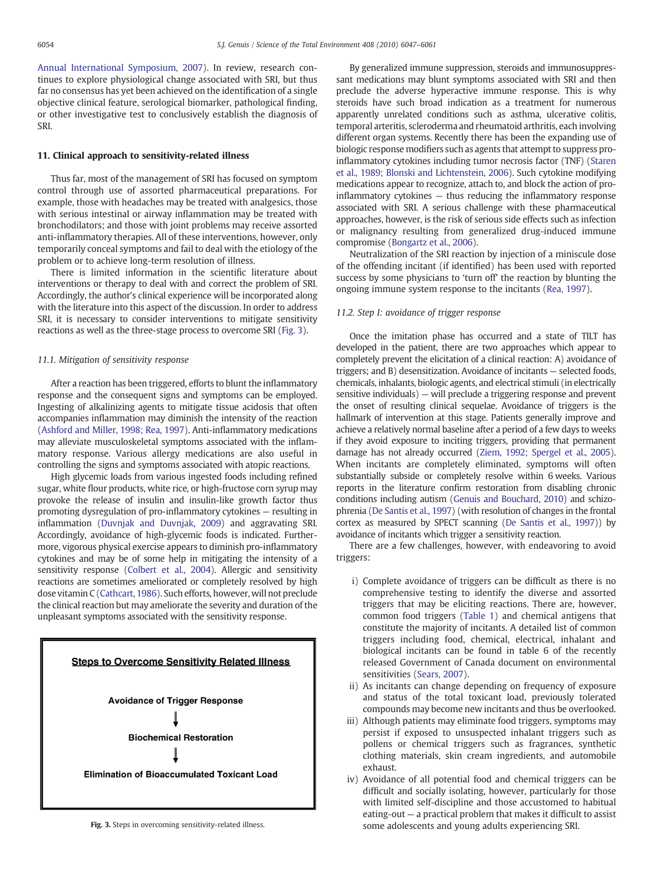Annual International Symposium, 2007). In review, research continues to explore physiological change associated with SRI, but thus far no consensus has yet been achieved on the identification of a single objective clinical feature, serological biomarker, pathological finding, or other investigative test to conclusively establish the diagnosis of SRI.

## 11. Clinical approach to sensitivity-related illness

Thus far, most of the management of SRI has focused on symptom control through use of assorted pharmaceutical preparations. For example, those with headaches may be treated with analgesics, those with serious intestinal or airway inflammation may be treated with bronchodilators; and those with joint problems may receive assorted anti-inflammatory therapies. All of these interventions, however, only temporarily conceal symptoms and fail to deal with the etiology of the problem or to achieve long-term resolution of illness.

There is limited information in the scientific literature about interventions or therapy to deal with and correct the problem of SRI. Accordingly, the author's clinical experience will be incorporated along with the literature into this aspect of the discussion. In order to address SRI, it is necessary to consider interventions to mitigate sensitivity reactions as well as the three-stage process to overcome SRI (Fig. 3).

### 11.1. Mitigation of sensitivity response

After a reaction has been triggered, efforts to blunt the inflammatory response and the consequent signs and symptoms can be employed. Ingesting of alkalinizing agents to mitigate tissue acidosis that often accompanies inflammation may diminish the intensity of the reaction (Ashford and Miller, 1998; Rea, 1997). Anti-inflammatory medications may alleviate musculoskeletal symptoms associated with the inflammatory response. Various allergy medications are also useful in controlling the signs and symptoms associated with atopic reactions.

High glycemic loads from various ingested foods including refined sugar, white flour products, white rice, or high-fructose corn syrup may provoke the release of insulin and insulin-like growth factor thus promoting dysregulation of pro-inflammatory cytokines — resulting in inflammation (Duvnjak and Duvnjak, 2009) and aggravating SRI. Accordingly, avoidance of high-glycemic foods is indicated. Furthermore, vigorous physical exercise appears to diminish pro-inflammatory cytokines and may be of some help in mitigating the intensity of a sensitivity response (Colbert et al., 2004). Allergic and sensitivity reactions are sometimes ameliorated or completely resolved by high dose vitamin C (Cathcart, 1986). Such efforts, however, will not preclude the clinical reaction but may ameliorate the severity and duration of the unpleasant symptoms associated with the sensitivity response.

**Steps to Overcome Sensitivity Related Illness**

**Avoidance of Trigger Response**

↓

**Biochemical Restoration**

↓

**Elimination of Bioaccumulated Toxicant Load**

**Fig. 3.** Steps in overcoming sensitivity-related illness.

By generalized immune suppression, steroids and immunosuppressant medications may blunt symptoms associated with SRI and then preclude the adverse hyperactive immune response. This is why steroids have such broad indication as a treatment for numerous apparently unrelated conditions such as asthma, ulcerative colitis, temporal arteritis, scleroderma and rheumatoid arthritis, each involving different organ systems. Recently there has been the expanding use of biologic response modifiers such as agents that attempt to suppress pro-inflammatory cytokines including tumor necrosis factor (TNF) (Staren et al., 1989; Blonski and Lichtenstein, 2006). Such cytokine modifying medications appear to recognize, attach to, and block the action of pro-inflammatory cytokines — thus reducing the inflammatory response associated with SRI. A serious challenge with these pharmaceutical approaches, however, is the risk of serious side effects such as infection or malignancy resulting from generalized drug-induced immune compromise (Bongartz et al., 2006).

Neutralization of the SRI reaction by injection of a miniscule dose of the offending incitant (if identified) has been used with reported success by some physicians to 'turn off' the reaction by blunting the ongoing immune system response to the incitants (Rea, 1997).

### 11.2. Step I: avoidance of trigger response

Once the imitation phase has occurred and a state of TILT has developed in the patient, there are two approaches which appear to completely prevent the elicitation of a clinical reaction: A) avoidance of triggers; and B) desensitization. Avoidance of incitants — selected foods, chemicals, inhalants, biologic agents, and electrical stimuli (in electrically sensitive individuals) — will preclude a triggering response and prevent the onset of resulting clinical sequelae. Avoidance of triggers is the hallmark of intervention at this stage. Patients generally improve and achieve a relatively normal baseline after a period of a few days to weeks if they avoid exposure to inciting triggers, providing that permanent damage has not already occurred (Ziem, 1992; Spergel et al., 2005). When incitants are completely eliminated, symptoms will often substantially subside or completely resolve within 6 weeks. Various reports in the literature confirm restoration from disabling chronic conditions including autism (Genuis and Bouchard, 2010) and schizophrenia (De Santis et al., 1997) (with resolution of changes in the frontal cortex as measured by SPECT scanning (De Santis et al., 1997)) by avoidance of incitants which trigger a sensitivity reaction.

There are a few challenges, however, with endeavoring to avoid triggers:

i) Complete avoidance of triggers can be difficult as there is no comprehensive testing to identify the diverse and assorted triggers that may be eliciting reactions. There are, however, common food triggers (Table 1) and chemical antigens that constitute the majority of incitants. A detailed list of common triggers including food, chemical, electrical, inhalant and biological incitants can be found in table 6 of the recently released Government of Canada document on environmental sensitivities (Sears, 2007).
ii) As incitants can change depending on frequency of exposure and status of the total toxicant load, previously tolerated compounds may become new incitants and thus be overlooked.
iii) Although patients may eliminate food triggers, symptoms may persist if exposed to unsuspected inhalant triggers such as pollens or chemical triggers such as fragrances, synthetic clothing materials, skin cream ingredients, and automobile exhaust.
iv) Avoidance of all potential food and chemical triggers can be difficult and socially isolating, however, particularly for those with limited self-discipline and those accustomed to habitual eating-out — a practical problem that makes it difficult to assist some adolescents and young adults experiencing SRI.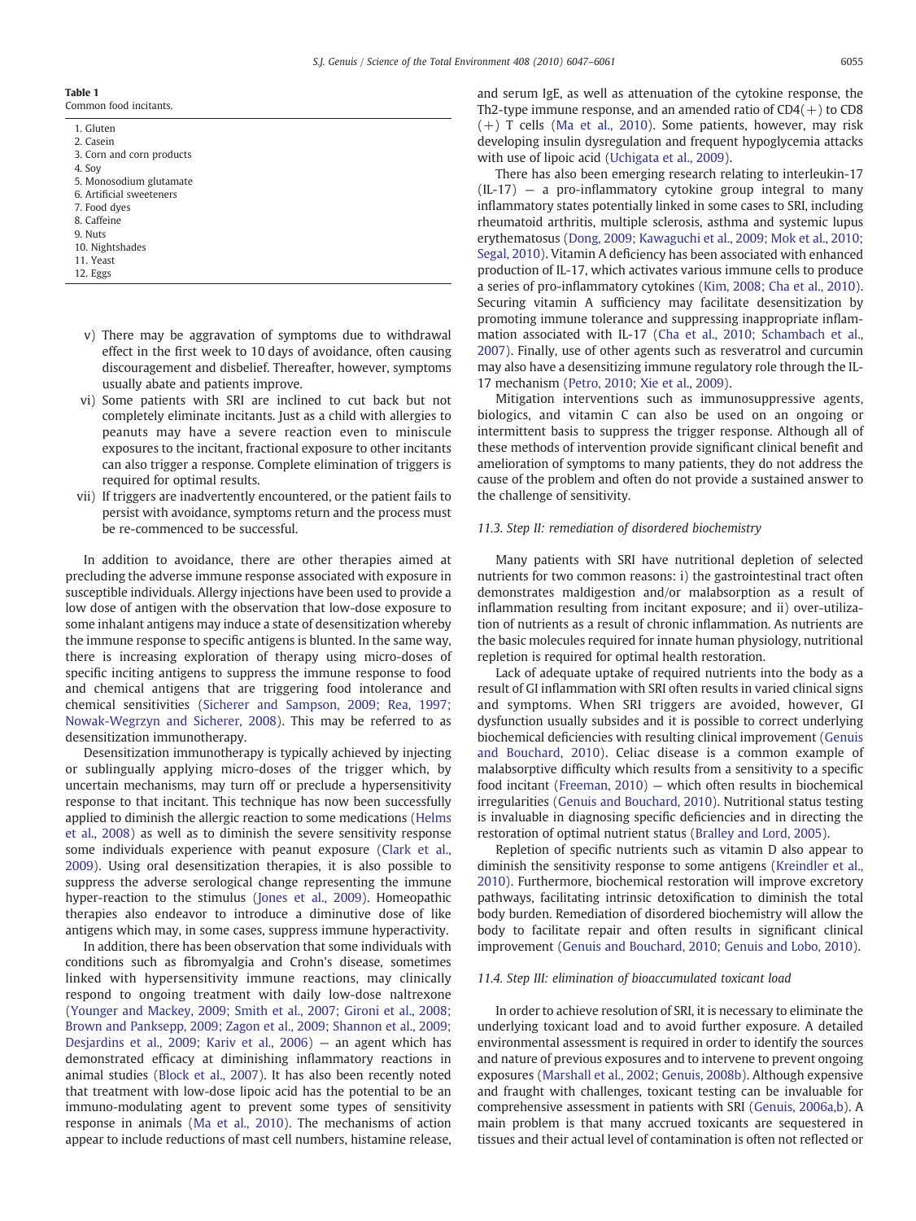Table 1
Common food incitants.

| |
|---|
| 1. Gluten |
| 2. Casein |
| 3. Corn and corn products |
| 4. Soy |
| 5. Monosodium glutamate |
| 6. Artificial sweeteners |
| 7. Food dyes |
| 8. Caffeine |
| 9. Nuts |
| 10. Nightshades |
| 11. Yeast |
| 12. Eggs |

v) There may be aggravation of symptoms due to withdrawal effect in the first week to 10 days of avoidance, often causing discouragement and disbelief. Thereafter, however, symptoms usually abate and patients improve.

vi) Some patients with SRI are inclined to cut back but not completely eliminate incitants. Just as a child with allergies to peanuts may have a severe reaction even to miniscule exposures to the incitant, fractional exposure to other incitants can also trigger a response. Complete elimination of triggers is required for optimal results.

vii) If triggers are inadvertently encountered, or the patient fails to persist with avoidance, symptoms return and the process must be re-commenced to be successful.

In addition to avoidance, there are other therapies aimed at precluding the adverse immune response associated with exposure in susceptible individuals. Allergy injections have been used to provide a low dose of antigen with the observation that low-dose exposure to some inhalant antigens may induce a state of desensitization whereby the immune response to specific antigens is blunted. In the same way, there is increasing exploration of therapy using micro-doses of specific inciting antigens to suppress the immune response to food and chemical antigens that are triggering food intolerance and chemical sensitivities (Sicherer and Sampson, 2009; Rea, 1997; Nowak-Wegrzyn and Sicherer, 2008). This may be referred to as desensitization immunotherapy.

Desensitization immunotherapy is typically achieved by injecting or sublingually applying micro-doses of the trigger which, by uncertain mechanisms, may turn off or preclude a hypersensitivity response to that incitant. This technique has now been successfully applied to diminish the allergic reaction to some medications (Helms et al., 2008) as well as to diminish the severe sensitivity response some individuals experience with peanut exposure (Clark et al., 2009). Using oral desensitization therapies, it is also possible to suppress the adverse serological change representing the immune hyper-reaction to the stimulus (Jones et al., 2009). Homeopathic therapies also endeavor to introduce a diminutive dose of like antigens which may, in some cases, suppress immune hyperactivity.

In addition, there has been observation that some individuals with conditions such as fibromyalgia and Crohn's disease, sometimes linked with hypersensitivity immune reactions, may clinically respond to ongoing treatment with daily low-dose naltrexone (Younger and Mackey, 2009; Smith et al., 2007; Gironi et al., 2008; Brown and Panksepp, 2009; Zagon et al., 2009; Shannon et al., 2009; Desjardins et al., 2009; Kariv et al., 2006) — an agent which has demonstrated efficacy at diminishing inflammatory reactions in animal studies (Block et al., 2007). It has also been recently noted that treatment with low-dose lipoic acid has the potential to be an immuno-modulating agent to prevent some types of sensitivity response in animals (Ma et al., 2010). The mechanisms of action appear to include reductions of mast cell numbers, histamine release, and serum IgE, as well as attenuation of the cytokine response, the Th2-type immune response, and an amended ratio of CD4(+) to CD8(+) T cells (Ma et al., 2010). Some patients, however, may risk developing insulin dysregulation and frequent hypoglycemia attacks with use of lipoic acid (Uchigata et al., 2009).

There has also been emerging research relating to interleukin-17 (IL-17) — a pro-inflammatory cytokine group integral to many inflammatory states potentially linked in some cases to SRI, including rheumatoid arthritis, multiple sclerosis, asthma and systemic lupus erythematosus (Dong, 2009; Kawaguchi et al., 2009; Mok et al., 2010; Segal, 2010). Vitamin A deficiency has been associated with enhanced production of IL-17, which activates various immune cells to produce a series of pro-inflammatory cytokines (Kim, 2008; Cha et al., 2010). Securing vitamin A sufficiency may facilitate desensitization by promoting immune tolerance and suppressing inappropriate inflammation associated with IL-17 (Cha et al., 2010; Schambach et al., 2007). Finally, use of other agents such as resveratrol and curcumin may also have a desensitizing immune regulatory role through the IL-17 mechanism (Petro, 2010; Xie et al., 2009).

Mitigation interventions such as immunosuppressive agents, biologics, and vitamin C can also be used on an ongoing or intermittent basis to suppress the trigger response. Although all of these methods of intervention provide significant clinical benefit and amelioration of symptoms to many patients, they do not address the cause of the problem and often do not provide a sustained answer to the challenge of sensitivity.

### 11.3. Step II: remediation of disordered biochemistry

Many patients with SRI have nutritional depletion of selected nutrients for two common reasons: i) the gastrointestinal tract often demonstrates maldigestion and/or malabsorption as a result of inflammation resulting from incitant exposure; and ii) over-utilization of nutrients as a result of chronic inflammation. As nutrients are the basic molecules required for innate human physiology, nutritional repletion is required for optimal health restoration.

Lack of adequate uptake of required nutrients into the body as a result of GI inflammation with SRI often results in varied clinical signs and symptoms. When SRI triggers are avoided, however, GI dysfunction usually subsides and it is possible to correct underlying biochemical deficiencies with resulting clinical improvement (Genuis and Bouchard, 2010). Celiac disease is a common example of malabsorptive difficulty which results from a sensitivity to a specific food incitant (Freeman, 2010) — which often results in biochemical irregularities (Genuis and Bouchard, 2010). Nutritional status testing is invaluable in diagnosing specific deficiencies and in directing the restoration of optimal nutrient status (Bralley and Lord, 2005).

Repletion of specific nutrients such as vitamin D also appear to diminish the sensitivity response to some antigens (Kreindler et al., 2010). Furthermore, biochemical restoration will improve excretory pathways, facilitating intrinsic detoxification to diminish the total body burden. Remediation of disordered biochemistry will allow the body to facilitate repair and often results in significant clinical improvement (Genuis and Bouchard, 2010; Genuis and Lobo, 2010).

### 11.4. Step III: elimination of bioaccumulated toxicant load

In order to achieve resolution of SRI, it is necessary to eliminate the underlying toxicant load and to avoid further exposure. A detailed environmental assessment is required in order to identify the sources and nature of previous exposures and to intervene to prevent ongoing exposures (Marshall et al., 2002; Genuis, 2008b). Although expensive and fraught with challenges, toxicant testing can be invaluable for comprehensive assessment in patients with SRI (Genuis, 2006a,b). A main problem is that many accrued toxicants are sequestered in tissues and their actual level of contamination is often not reflected or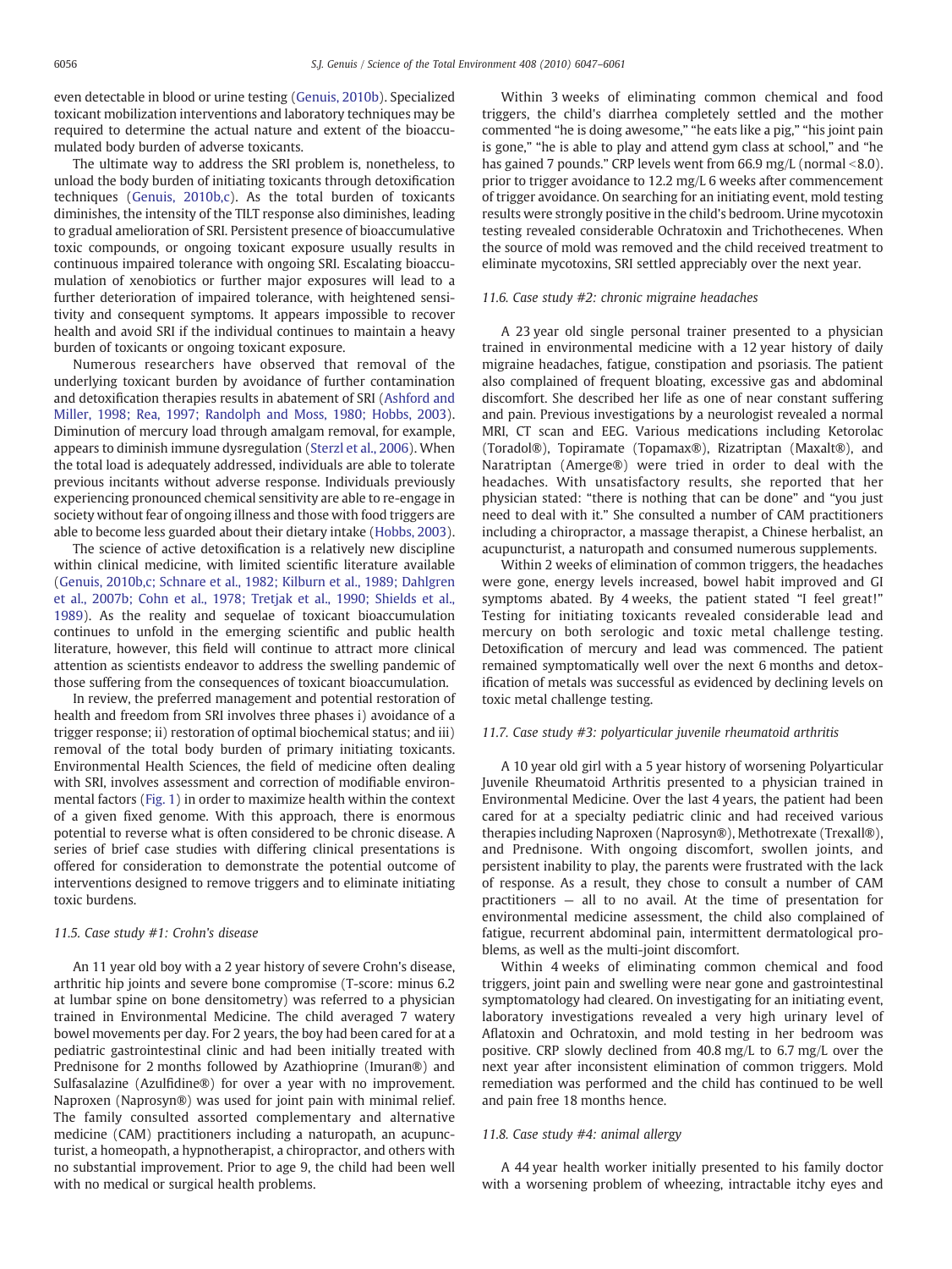even detectable in blood or urine testing (Genuis, 2010b). Specialized toxicant mobilization interventions and laboratory techniques may be required to determine the actual nature and extent of the bioaccumulated body burden of adverse toxicants.

The ultimate way to address the SRI problem is, nonetheless, to unload the body burden of initiating toxicants through detoxification techniques (Genuis, 2010b,c). As the total burden of toxicants diminishes, the intensity of the TILT response also diminishes, leading to gradual amelioration of SRI. Persistent presence of bioaccumulative toxic compounds, or ongoing toxicant exposure usually results in continuous impaired tolerance with ongoing SRI. Escalating bioaccumulation of xenobiotics or further major exposures will lead to a further deterioration of impaired tolerance, with heightened sensitivity and consequent symptoms. It appears impossible to recover health and avoid SRI if the individual continues to maintain a heavy burden of toxicants or ongoing toxicant exposure.

Numerous researchers have observed that removal of the underlying toxicant burden by avoidance of further contamination and detoxification therapies results in abatement of SRI (Ashford and Miller, 1998; Rea, 1997; Randolph and Moss, 1980; Hobbs, 2003). Diminution of mercury load through amalgam removal, for example, appears to diminish immune dysregulation (Sterzl et al., 2006). When the total load is adequately addressed, individuals are able to tolerate previous incitants without adverse response. Individuals previously experiencing pronounced chemical sensitivity are able to re-engage in society without fear of ongoing illness and those with food triggers are able to become less guarded about their dietary intake (Hobbs, 2003).

The science of active detoxification is a relatively new discipline within clinical medicine, with limited scientific literature available (Genuis, 2010b,c; Schnare et al., 1982; Kilburn et al., 1989; Dahlgren et al., 2007b; Cohn et al., 1978; Tretjak et al., 1990; Shields et al., 1989). As the reality and sequelae of toxicant bioaccumulation continues to unfold in the emerging scientific and public health literature, however, this field will continue to attract more clinical attention as scientists endeavor to address the swelling pandemic of those suffering from the consequences of toxicant bioaccumulation.

In review, the preferred management and potential restoration of health and freedom from SRI involves three phases i) avoidance of a trigger response; ii) restoration of optimal biochemical status; and iii) removal of the total body burden of primary initiating toxicants. Environmental Health Sciences, the field of medicine often dealing with SRI, involves assessment and correction of modifiable environmental factors (Fig. 1) in order to maximize health within the context of a given fixed genome. With this approach, there is enormous potential to reverse what is often considered to be chronic disease. A series of brief case studies with differing clinical presentations is offered for consideration to demonstrate the potential outcome of interventions designed to remove triggers and to eliminate initiating toxic burdens.

### 11.5. Case study #1: Crohn's disease

An 11 year old boy with a 2 year history of severe Crohn's disease, arthritic hip joints and severe bone compromise (T-score: minus 6.2 at lumbar spine on bone densitometry) was referred to a physician trained in Environmental Medicine. The child averaged 7 watery bowel movements per day. For 2 years, the boy had been cared for at a pediatric gastrointestinal clinic and had been initially treated with Prednisone for 2 months followed by Azathioprine (Imuran®) and Sulfasalazine (Azulfidine®) for over a year with no improvement. Naproxen (Naprosyn®) was used for joint pain with minimal relief. The family consulted assorted complementary and alternative medicine (CAM) practitioners including a naturopath, an acupuncturist, a homeopath, a hypnotherapist, a chiropractor, and others with no substantial improvement. Prior to age 9, the child had been well with no medical or surgical health problems.

Within 3 weeks of eliminating common chemical and food triggers, the child's diarrhea completely settled and the mother commented "he is doing awesome," "he eats like a pig," "his joint pain is gone," "he is able to play and attend gym class at school," and "he has gained 7 pounds." CRP levels went from 66.9 mg/L (normal <8.0). prior to trigger avoidance to 12.2 mg/L 6 weeks after commencement of trigger avoidance. On searching for an initiating event, mold testing results were strongly positive in the child's bedroom. Urine mycotoxin testing revealed considerable Ochratoxin and Trichothecenes. When the source of mold was removed and the child received treatment to eliminate mycotoxins, SRI settled appreciably over the next year.

### 11.6. Case study #2: chronic migraine headaches

A 23 year old single personal trainer presented to a physician trained in environmental medicine with a 12 year history of daily migraine headaches, fatigue, constipation and psoriasis. The patient also complained of frequent bloating, excessive gas and abdominal discomfort. She described her life as one of near constant suffering and pain. Previous investigations by a neurologist revealed a normal MRI, CT scan and EEG. Various medications including Ketorolac (Toradol®), Topiramate (Topamax®), Rizatriptan (Maxalt®), and Naratriptan (Amerge®) were tried in order to deal with the headaches. With unsatisfactory results, she reported that her physician stated: "there is nothing that can be done" and "you just need to deal with it." She consulted a number of CAM practitioners including a chiropractor, a massage therapist, a Chinese herbalist, an acupuncturist, a naturopath and consumed numerous supplements.

Within 2 weeks of elimination of common triggers, the headaches were gone, energy levels increased, bowel habit improved and GI symptoms abated. By 4 weeks, the patient stated "I feel great!" Testing for initiating toxicants revealed considerable lead and mercury on both serologic and toxic metal challenge testing. Detoxification of mercury and lead was commenced. The patient remained symptomatically well over the next 6 months and detoxification of metals was successful as evidenced by declining levels on toxic metal challenge testing.

### 11.7. Case study #3: polyarticular juvenile rheumatoid arthritis

A 10 year old girl with a 5 year history of worsening Polyarticular Juvenile Rheumatoid Arthritis presented to a physician trained in Environmental Medicine. Over the last 4 years, the patient had been cared for at a specialty pediatric clinic and had received various therapies including Naproxen (Naprosyn®), Methotrexate (Trexall®), and Prednisone. With ongoing discomfort, swollen joints, and persistent inability to play, the parents were frustrated with the lack of response. As a result, they chose to consult a number of CAM practitioners — all to no avail. At the time of presentation for environmental medicine assessment, the child also complained of fatigue, recurrent abdominal pain, intermittent dermatological problems, as well as the multi-joint discomfort.

Within 4 weeks of eliminating common chemical and food triggers, joint pain and swelling were near gone and gastrointestinal symptomatology had cleared. On investigating for an initiating event, laboratory investigations revealed a very high urinary level of Aflatoxin and Ochratoxin, and mold testing in her bedroom was positive. CRP slowly declined from 40.8 mg/L to 6.7 mg/L over the next year after inconsistent elimination of common triggers. Mold remediation was performed and the child has continued to be well and pain free 18 months hence.

### 11.8. Case study #4: animal allergy

A 44 year health worker initially presented to his family doctor with a worsening problem of wheezing, intractable itchy eyes and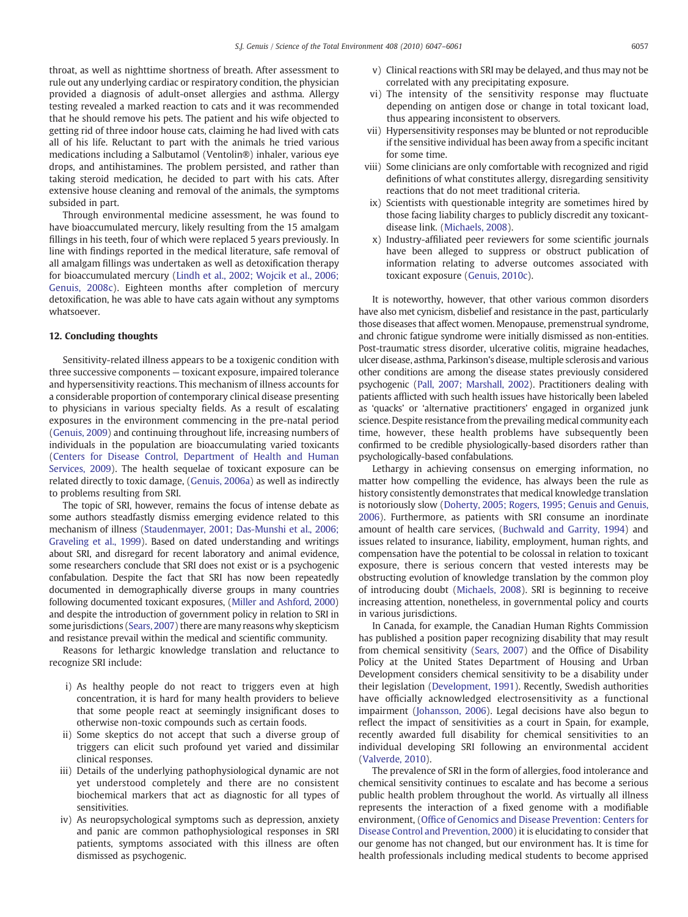throat, as well as nighttime shortness of breath. After assessment to rule out any underlying cardiac or respiratory condition, the physician provided a diagnosis of adult-onset allergies and asthma. Allergy testing revealed a marked reaction to cats and it was recommended that he should remove his pets. The patient and his wife objected to getting rid of three indoor house cats, claiming he had lived with cats all of his life. Reluctant to part with the animals he tried various medications including a Salbutamol (Ventolin®) inhaler, various eye drops, and antihistamines. The problem persisted, and rather than taking steroid medication, he decided to part with his cats. After extensive house cleaning and removal of the animals, the symptoms subsided in part.

Through environmental medicine assessment, he was found to have bioaccumulated mercury, likely resulting from the 15 amalgam fillings in his teeth, four of which were replaced 5 years previously. In line with findings reported in the medical literature, safe removal of all amalgam fillings was undertaken as well as detoxification therapy for bioaccumulated mercury (Lindh et al., 2002; Wojcik et al., 2006; Genuis, 2008c). Eighteen months after completion of mercury detoxification, he was able to have cats again without any symptoms whatsoever.

## 12. Concluding thoughts

Sensitivity-related illness appears to be a toxigenic condition with three successive components — toxicant exposure, impaired tolerance and hypersensitivity reactions. This mechanism of illness accounts for a considerable proportion of contemporary clinical disease presenting to physicians in various specialty fields. As a result of escalating exposures in the environment commencing in the pre-natal period (Genuis, 2009) and continuing throughout life, increasing numbers of individuals in the population are bioaccumulating varied toxicants (Centers for Disease Control, Department of Health and Human Services, 2009). The health sequelae of toxicant exposure can be related directly to toxic damage, (Genuis, 2006a) as well as indirectly to problems resulting from SRI.

The topic of SRI, however, remains the focus of intense debate as some authors steadfastly dismiss emerging evidence related to this mechanism of illness (Staudenmayer, 2001; Das-Munshi et al., 2006; Graveling et al., 1999). Based on dated understanding and writings about SRI, and disregard for recent laboratory and animal evidence, some researchers conclude that SRI does not exist or is a psychogenic confabulation. Despite the fact that SRI has now been repeatedly documented in demographically diverse groups in many countries following documented toxicant exposures, (Miller and Ashford, 2000) and despite the introduction of government policy in relation to SRI in some jurisdictions (Sears, 2007) there are many reasons why skepticism and resistance prevail within the medical and scientific community.

Reasons for lethargic knowledge translation and reluctance to recognize SRI include:

i) As healthy people do not react to triggers even at high concentration, it is hard for many health providers to believe that some people react at seemingly insignificant doses to otherwise non-toxic compounds such as certain foods.
ii) Some skeptics do not accept that such a diverse group of triggers can elicit such profound yet varied and dissimilar clinical responses.
iii) Details of the underlying pathophysiological dynamic are not yet understood completely and there are no consistent biochemical markers that act as diagnostic for all types of sensitivities.
iv) As neuropsychological symptoms such as depression, anxiety and panic are common pathophysiological responses in SRI patients, symptoms associated with this illness are often dismissed as psychogenic.
v) Clinical reactions with SRI may be delayed, and thus may not be correlated with any precipitating exposure.
vi) The intensity of the sensitivity response may fluctuate depending on antigen dose or change in total toxicant load, thus appearing inconsistent to observers.
vii) Hypersensitivity responses may be blunted or not reproducible if the sensitive individual has been away from a specific incitant for some time.
viii) Some clinicians are only comfortable with recognized and rigid definitions of what constitutes allergy, disregarding sensitivity reactions that do not meet traditional criteria.
ix) Scientists with questionable integrity are sometimes hired by those facing liability charges to publicly discredit any toxicant-disease link. (Michaels, 2008).
x) Industry-affiliated peer reviewers for some scientific journals have been alleged to suppress or obstruct publication of information relating to adverse outcomes associated with toxicant exposure (Genuis, 2010c).

It is noteworthy, however, that other various common disorders have also met cynicism, disbelief and resistance in the past, particularly those diseases that affect women. Menopause, premenstrual syndrome, and chronic fatigue syndrome were initially dismissed as non-entities. Post-traumatic stress disorder, ulcerative colitis, migraine headaches, ulcer disease, asthma, Parkinson's disease, multiple sclerosis and various other conditions are among the disease states previously considered psychogenic (Pall, 2007; Marshall, 2002). Practitioners dealing with patients afflicted with such health issues have historically been labeled as 'quacks' or 'alternative practitioners' engaged in organized junk science. Despite resistance from the prevailing medical community each time, however, these health problems have subsequently been confirmed to be credible physiologically-based disorders rather than psychologically-based confabulations.

Lethargy in achieving consensus on emerging information, no matter how compelling the evidence, has always been the rule as history consistently demonstrates that medical knowledge translation is notoriously slow (Doherty, 2005; Rogers, 1995; Genuis and Genuis, 2006). Furthermore, as patients with SRI consume an inordinate amount of health care services, (Buchwald and Garrity, 1994) and issues related to insurance, liability, employment, human rights, and compensation have the potential to be colossal in relation to toxicant exposure, there is serious concern that vested interests may be obstructing evolution of knowledge translation by the common ploy of introducing doubt (Michaels, 2008). SRI is beginning to receive increasing attention, nonetheless, in governmental policy and courts in various jurisdictions.

In Canada, for example, the Canadian Human Rights Commission has published a position paper recognizing disability that may result from chemical sensitivity (Sears, 2007) and the Office of Disability Policy at the United States Department of Housing and Urban Development considers chemical sensitivity to be a disability under their legislation (Development, 1991). Recently, Swedish authorities have officially acknowledged electrosensitivity as a functional impairment (Johansson, 2006). Legal decisions have also begun to reflect the impact of sensitivities as a court in Spain, for example, recently awarded full disability for chemical sensitivities to an individual developing SRI following an environmental accident (Valverde, 2010).

The prevalence of SRI in the form of allergies, food intolerance and chemical sensitivity continues to escalate and has become a serious public health problem throughout the world. As virtually all illness represents the interaction of a fixed genome with a modifiable environment, (Office of Genomics and Disease Prevention: Centers for Disease Control and Prevention, 2000) it is elucidating to consider that our genome has not changed, but our environment has. It is time for health professionals including medical students to become apprised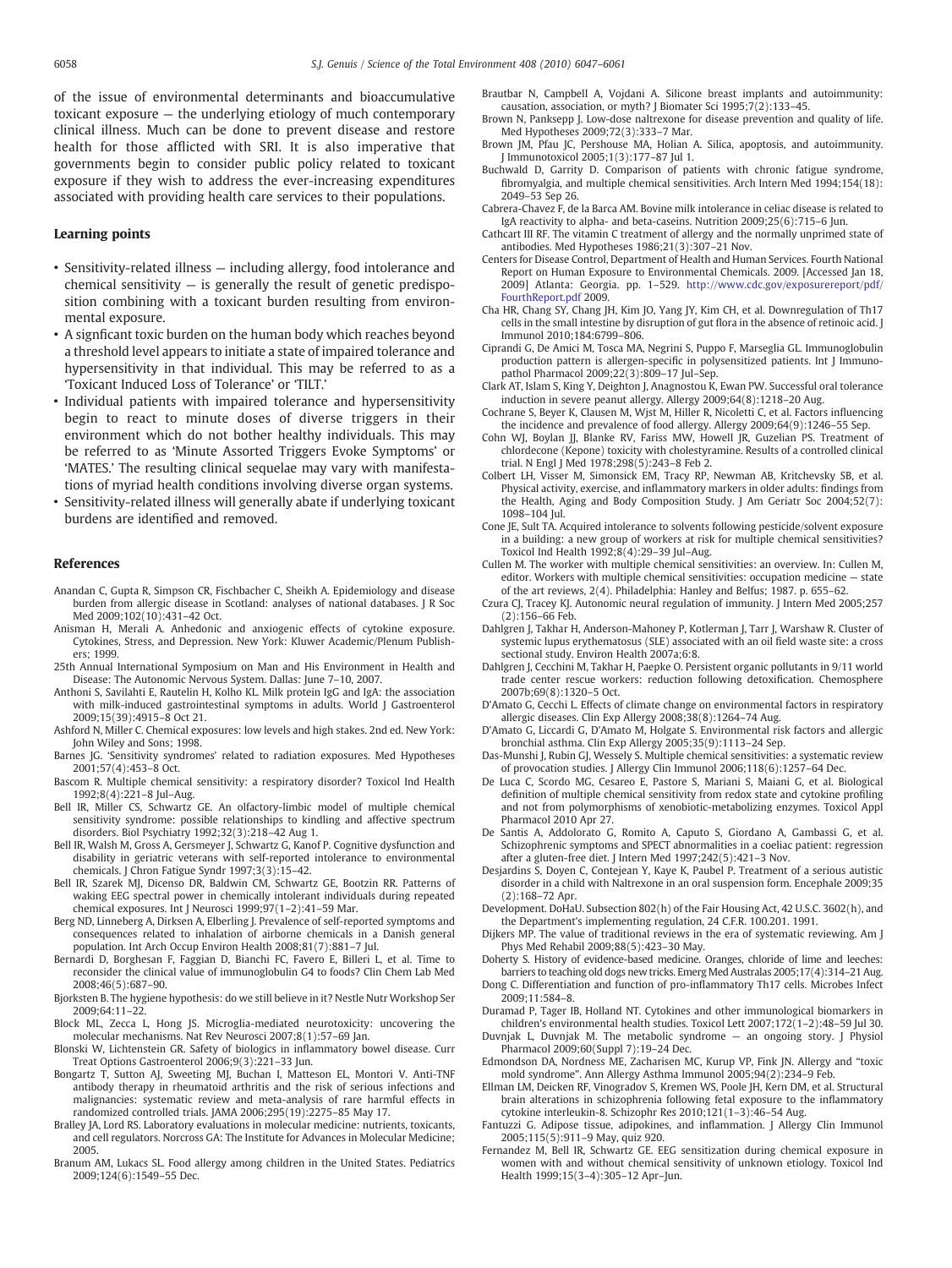of the issue of environmental determinants and bioaccumulative toxicant exposure — the underlying etiology of much contemporary clinical illness. Much can be done to prevent disease and restore health for those afflicted with SRI. It is also imperative that governments begin to consider public policy related to toxicant exposure if they wish to address the ever-increasing expenditures associated with providing health care services to their populations.

## Learning points

- Sensitivity-related illness — including allergy, food intolerance and chemical sensitivity — is generally the result of genetic predisposition combining with a toxicant burden resulting from environmental exposure.
- A signficant toxic burden on the human body which reaches beyond a threshold level appears to initiate a state of impaired tolerance and hypersensitivity in that individual. This may be referred to as a 'Toxicant Induced Loss of Tolerance' or 'TILT.'
- Individual patients with impaired tolerance and hypersensitivity begin to react to minute doses of diverse triggers in their environment which do not bother healthy individuals. This may be referred to as 'Minute Assorted Triggers Evoke Symptoms' or 'MATES.' The resulting clinical sequelae may vary with manifestations of myriad health conditions involving diverse organ systems.
- Sensitivity-related illness will generally abate if underlying toxicant burdens are identified and removed.

## References

Anandan C, Gupta R, Simpson CR, Fischbacher C, Sheikh A. Epidemiology and disease burden from allergic disease in Scotland: analyses of national databases. J R Soc Med 2009;102(10):431–42 Oct.

Anisman H, Merali A. Anhedonic and anxiogenic effects of cytokine exposure. Cytokines, Stress, and Depression. New York: Kluwer Academic/Plenum Publishers; 1999.

25th Annual International Symposium on Man and His Environment in Health and Disease: The Autonomic Nervous System. Dallas: June 7–10, 2007.

Anthoni S, Savilahti E, Rautelin H, Kolho KL. Milk protein IgG and IgA: the association with milk-induced gastrointestinal symptoms in adults. World J Gastroenterol 2009;15(39):4915–8 Oct 21.

Ashford N, Miller C. Chemical exposures: low levels and high stakes. 2nd ed. New York: John Wiley and Sons; 1998.

Barnes JG. 'Sensitivity syndromes' related to radiation exposures. Med Hypotheses 2001;57(4):453–8 Oct.

Bascom R. Multiple chemical sensitivity: a respiratory disorder? Toxicol Ind Health 1992;8(4):221–8 Jul–Aug.

Bell IR, Miller CS, Schwartz GE. An olfactory-limbic model of multiple chemical sensitivity syndrome: possible relationships to kindling and affective spectrum disorders. Biol Psychiatry 1992;32(3):218–42 Aug 1.

Bell IR, Walsh M, Gross A, Gersmeyer J, Schwartz G, Kanof P. Cognitive dysfunction and disability in geriatric veterans with self-reported intolerance to environmental chemicals. J Chron Fatigue Syndr 1997;3(3):15–42.

Bell IR, Szarek MJ, Dicenso DR, Baldwin CM, Schwartz GE, Bootzin RR. Patterns of waking EEG spectral power in chemically intolerant individuals during repeated chemical exposures. Int J Neurosci 1999;97(1–2):41–59 Mar.

Berg ND, Linneberg A, Dirksen A, Elberling J. Prevalence of self-reported symptoms and consequences related to inhalation of airborne chemicals in a Danish general population. Int Arch Occup Environ Health 2008;81(7):881–7 Jul.

Bernardi D, Borghesan F, Faggian D, Bianchi FC, Favero E, Billeri L, et al. Time to reconsider the clinical value of immunoglobulin G4 to foods? Clin Chem Lab Med 2008;46(5):687–90.

Bjorksten B. The hygiene hypothesis: do we still believe in it? Nestle Nutr Workshop Ser 2009;64:11–22.

Block ML, Zecca L, Hong JS. Microglia-mediated neurotoxicity: uncovering the molecular mechanisms. Nat Rev Neurosci 2007;8(1):57–69 Jan.

Blonski W, Lichtenstein GR. Safety of biologics in inflammatory bowel disease. Curr Treat Options Gastroenterol 2006;9(3):221–33 Jun.

Bongartz T, Sutton AJ, Sweeting MJ, Buchan I, Matteson EL, Montori V. Anti-TNF antibody therapy in rheumatoid arthritis and the risk of serious infections and malignancies: systematic review and meta-analysis of rare harmful effects in randomized controlled trials. JAMA 2006;295(19):2275–85 May 17.

Bralley JA, Lord RS. Laboratory evaluations in molecular medicine: nutrients, toxicants, and cell regulators. Norcross GA: The Institute for Advances in Molecular Medicine; 2005.

Branum AM, Lukacs SL. Food allergy among children in the United States. Pediatrics 2009;124(6):1549–55 Dec.

Brautbar N, Campbell A, Vojdani A. Silicone breast implants and autoimmunity: causation, association, or myth? J Biomater Sci 1995;7(2):133–45.

Brown N, Panksepp J. Low-dose naltrexone for disease prevention and quality of life. Med Hypotheses 2009;72(3):333–7 Mar.

Brown JM, Pfau JC, Pershouse MA, Holian A. Silica, apoptosis, and autoimmunity. J Immunotoxicol 2005;1(3):177–87 Jul 1.

Buchwald D, Garrity D. Comparison of patients with chronic fatigue syndrome, fibromyalgia, and multiple chemical sensitivities. Arch Intern Med 1994;154(18): 2049–53 Sep 26.

Cabrera-Chavez F, de la Barca AM. Bovine milk intolerance in celiac disease is related to IgA reactivity to alpha- and beta-caseins. Nutrition 2009;25(6):715–6 Jun.

Cathcart III RF. The vitamin C treatment of allergy and the normally unprimed state of antibodies. Med Hypotheses 1986;21(3):307–21 Nov.

Centers for Disease Control, Department of Health and Human Services. Fourth National Report on Human Exposure to Environmental Chemicals. 2009. [Accessed Jan 18, 2009] Atlanta: Georgia. pp. 1–529. http://www.cdc.gov/exposurereport/pdf/FourthReport.pdf 2009.

Cha HR, Chang SY, Chang JH, Kim JO, Yang JY, Kim CH, et al. Downregulation of Th17 cells in the small intestine by disruption of gut flora in the absence of retinoic acid. J Immunol 2010;184:6799–806.

Ciprandi G, De Amici M, Tosca MA, Negrini S, Puppo F, Marseglia GL. Immunoglobulin production pattern is allergen-specific in polysensitized patients. Int J Immunopathol Pharmacol 2009;22(3):809–17 Jul–Sep.

Clark AT, Islam S, King Y, Deighton J, Anagnostou K, Ewan PW. Successful oral tolerance induction in severe peanut allergy. Allergy 2009;64(8):1218–20 Aug.

Cochrane S, Beyer K, Clausen M, Wjst M, Hiller R, Nicoletti C, et al. Factors influencing the incidence and prevalence of food allergy. Allergy 2009;64(9):1246–55 Sep.

Cohn WJ, Boylan JJ, Blanke RV, Fariss MW, Howell JR, Guzelian PS. Treatment of chlordecone (Kepone) toxicity with cholestyramine. Results of a controlled clinical trial. N Engl J Med 1978;298(5):243–8 Feb 2.

Colbert LH, Visser M, Simonsick EM, Tracy RP, Newman AB, Kritchevsky SB, et al. Physical activity, exercise, and inflammatory markers in older adults: findings from the Health, Aging and Body Composition Study. J Am Geriatr Soc 2004;52(7): 1098–104 Jul.

Cone JE, Sult TA. Acquired intolerance to solvents following pesticide/solvent exposure in a building: a new group of workers at risk for multiple chemical sensitivities? Toxicol Ind Health 1992;8(4):29–39 Jul–Aug.

Cullen M. The worker with multiple chemical sensitivities: an overview. In: Cullen M, editor. Workers with multiple chemical sensitivities: occupation medicine — state of the art reviews, 2(4). Philadelphia: Hanley and Belfus; 1987. p. 655–62.

Czura CJ, Tracey KJ. Autonomic neural regulation of immunity. J Intern Med 2005;257 (2):156–66 Feb.

Dahlgren J, Takhar H, Anderson-Mahoney P, Kotlerman J, Tarr J, Warshaw R. Cluster of systemic lupus erythematosus (SLE) associated with an oil field waste site: a cross sectional study. Environ Health 2007a;6:8.

Dahlgren J, Cecchini M, Takhar H, Paepke O. Persistent organic pollutants in 9/11 world trade center rescue workers: reduction following detoxification. Chemosphere 2007b;69(8):1320–5 Oct.

D'Amato G, Cecchi L. Effects of climate change on environmental factors in respiratory allergic diseases. Clin Exp Allergy 2008;38(8):1264–74 Aug.

D'Amato G, Liccardi G, D'Amato M, Holgate S. Environmental risk factors and allergic bronchial asthma. Clin Exp Allergy 2005;35(9):1113–24 Sep.

Das-Munshi J, Rubin GJ, Wessely S. Multiple chemical sensitivities: a systematic review of provocation studies. J Allergy Clin Immunol 2006;118(6):1257–64 Dec.

De Luca C, Scordo MG, Cesareo E, Pastore S, Mariani S, Maiani G, et al. Biological definition of multiple chemical sensitivity from redox state and cytokine profiling and not from polymorphisms of xenobiotic-metabolizing enzymes. Toxicol Appl Pharmacol 2010 Apr 27.

De Santis A, Addolorato G, Romito A, Caputo S, Giordano A, Gambassi G, et al. Schizophrenic symptoms and SPECT abnormalities in a coeliac patient: regression after a gluten-free diet. J Intern Med 1997;242(5):421–3 Nov.

Desjardins S, Doyen C, Contejean Y, Kaye K, Paubel P. Treatment of a serious autistic disorder in a child with Naltrexone in an oral suspension form. Encephale 2009;35 (2):168–72 Apr.

Development. DoHaU. Subsection 802(h) of the Fair Housing Act, 42 U.S.C. 3602(h), and the Department's implementing regulation, 24 C.F.R. 100.201. 1991.

Dijkers MP. The value of traditional reviews in the era of systematic reviewing. Am J Phys Med Rehabil 2009;88(5):423–30 May.

Doherty S. History of evidence-based medicine. Oranges, chloride of lime and leeches: barriers to teaching old dogs new tricks. Emerg Med Australas 2005;17(4):314–21 Aug.

Dong C. Differentiation and function of pro-inflammatory Th17 cells. Microbes Infect 2009;11:584–8.

Duramad P, Tager IB, Holland NT. Cytokines and other immunological biomarkers in children's environmental health studies. Toxicol Lett 2007;172(1–2):48–59 Jul 30.

Duvnjak L, Duvnjak M. The metabolic syndrome — an ongoing story. J Physiol Pharmacol 2009;60(Suppl 7):19–24 Dec.

Edmondson DA, Nordness ME, Zacharisen MC, Kurup VP, Fink JN. Allergy and "toxic mold syndrome". Ann Allergy Asthma Immunol 2005;94(2):234–9 Feb.

Ellman LM, Deicken RF, Vinogradov S, Kremen WS, Poole JH, Kern DM, et al. Structural brain alterations in schizophrenia following fetal exposure to the inflammatory cytokine interleukin-8. Schizophr Res 2010;121(1–3):46–54 Aug.

Fantuzzi G. Adipose tissue, adipokines, and inflammation. J Allergy Clin Immunol 2005;115(5):911–9 May, quiz 920.

Fernandez M, Bell IR, Schwartz GE. EEG sensitization during chemical exposure in women with and without chemical sensitivity of unknown etiology. Toxicol Ind Health 1999;15(3–4):305–12 Apr–Jun.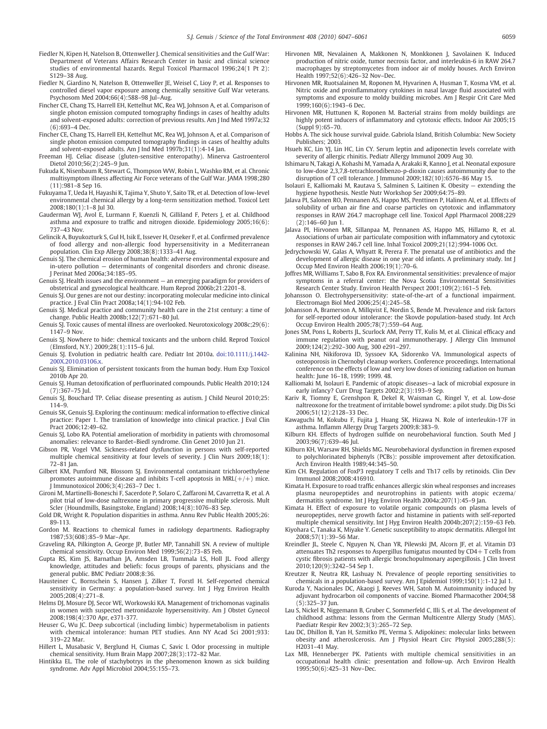Fiedler N, Kipen H, Natelson B, Ottenweller J. Chemical sensitivities and the Gulf War: Department of Veterans Affairs Research Center in basic and clinical science studies of environmental hazards. Regul Toxicol Pharmacol 1996;24(1 Pt 2): S129–38 Aug.

Fiedler N, Giardino N, Natelson B, Ottenweller JE, Weisel C, Lioy P, et al. Responses to controlled diesel vapor exposure among chemically sensitive Gulf War veterans. Psychosom Med 2004;66(4):588–98 Jul–Aug.

Fincher CE, Chang TS, Harrell EH, Kettelhut MC, Rea WJ, Johnson A, et al. Comparison of single photon emission computed tomography findings in cases of healthy adults and solvent-exposed adults: correction of previous results. Am J Ind Med 1997a;32 (6):693–4 Dec.

Fincher CE, Chang TS, Harrell EH, Kettelhut MC, Rea WJ, Johnson A, et al. Comparison of single photon emission computed tomography findings in cases of healthy adults and solvent-exposed adults. Am J Ind Med 1997b;31(1):4-14 Jan.

Freeman HJ. Celiac disease (gluten-sensitive enteropathy). Minerva Gastroenterol Dietol 2010;56(2):245–9 Jun.

Fukuda K, Nisenbaum R, Stewart G, Thompson WW, Robin L, Washko RM, et al. Chronic multisymptom illness affecting Air Force veterans of the Gulf War. JAMA 1998;280 (11):981–8 Sep 16.

Fukuyama T, Ueda H, Hayashi K, Tajima Y, Shuto Y, Saito TR, et al. Detection of low-level environmental chemical allergy by a long-term sensitization method. Toxicol Lett 2008;180(1):1–8 Jul 30.

Gauderman WJ, Avol E, Lurmann F, Kuenzli N, Gilliland F, Peters J, et al. Childhood asthma and exposure to traffic and nitrogen dioxide. Epidemiology 2005;16(6): 737–43 Nov.

Gelincik A, Buyukozturk S, Gul H, Isik E, Issever H, Ozseker F, et al. Confirmed prevalence of food allergy and non-allergic food hypersensitivity in a Mediterranean population. Clin Exp Allergy 2008;38(8):1333–41 Aug.

Genuis SJ. The chemical erosion of human health: adverse environmental exposure and in-utero pollution — determinants of congenital disorders and chronic disease. J Perinat Med 2006a;34:185–95.

Genuis SJ. Health issues and the environment — an emerging paradigm for providers of obstetrical and gynecological healthcare. Hum Reprod 2006b;21:2201–8.

Genuis SJ. Our genes are not our destiny: incorporating molecular medicine into clinical practice. J Eval Clin Pract 2008a;14(1):94-102 Feb.

Genuis SJ. Medical practice and community health care in the 21st century: a time of change. Public Health 2008b;122(7):671–80 Jul.

Genuis SJ. Toxic causes of mental illness are overlooked. Neurotoxicology 2008c;29(6): 1147–9 Nov.

Genuis SJ. Nowhere to hide: chemical toxicants and the unborn child. Reprod Toxicol (Elmsford, N.Y.) 2009;28(1):115–6 Jul.

Genuis SJ. Evolution in pediatric health care. Pediatr Int 2010a. doi:10.1111/j.1442-200X.2010.03106.x.

Genuis SJ. Elimination of persistent toxicants from the human body. Hum Exp Toxicol 2010b Apr 20.

Genuis SJ. Human detoxification of perfluorinated compounds. Public Health 2010;124 (7):367–75 Jul.

Genuis SJ, Bouchard TP. Celiac disease presenting as autism. J Child Neurol 2010;25: 114–9.

Genuis SK, Genuis SJ. Exploring the continuum: medical information to effective clinical practice: Paper 1. The translation of knowledge into clinical practice. J Eval Clin Pract 2006;12:49–62.

Genuis SJ, Lobo RA. Potential amelioration of morbidity in patients with chromosomal anomalies: relevance to Bardet–Biedl syndrome. Clin Genet 2010 Jun 21.

Gibson PR, Vogel VM. Sickness-related dysfunction in persons with self-reported multiple chemical sensitivity at four levels of severity. J Clin Nurs 2009;18(1): 72–81 Jan.

Gilbert KM, Pumford NR, Blossom SJ. Environmental contaminant trichloroethylene promotes autoimmune disease and inhibits T-cell apoptosis in MRL(+/+) mice. J Immunotoxicol 2006;3(4):263–7 Dec 1.

Gironi M, Martinelli-Boneschi F, Sacerdote P, Solaro C, Zaffaroni M, Cavarretta R, et al. A pilot trial of low-dose naltrexone in primary progressive multiple sclerosis. Mult Scler (Houndmills, Basingstoke, England) 2008;14(8):1076–83 Sep.

Gold DR, Wright R. Population disparities in asthma. Annu Rev Public Health 2005;26: 89-113.

Gordon M. Reactions to chemical fumes in radiology departments. Radiography 1987;53(608):85–9 Mar–Apr.

Graveling RA, Pilkington A, George JP, Butler MP, Tannahill SN. A review of multiple chemical sensitivity. Occup Environ Med 1999;56(2):73–85 Feb.

Gupta RS, Kim JS, Barnathan JA, Amsden LB, Tummala LS, Holl JL. Food allergy knowledge, attitudes and beliefs: focus groups of parents, physicians and the general public. BMC Pediatr 2008;8:36.

Hausteiner C, Bornschein S, Hansen J, Zilker T, Forstl H. Self-reported chemical sensitivity in Germany: a population-based survey. Int J Hyg Environ Health 2005;208(4):271–8.

Helms DJ, Mosure DJ, Secor WE, Workowski KA. Management of trichomonas vaginalis in women with suspected metronidazole hypersensitivity. Am J Obstet Gynecol 2008;198(4):370 Apr, e371-377.

Heuser G, Wu JC. Deep subcortical (including limbic) hypermetabolism in patients with chemical intolerance: human PET studies. Ann NY Acad Sci 2001;933: 319–22 Mar.

Hillert L, Musabasic V, Berglund H, Ciumas C, Savic I. Odor processing in multiple chemical sensitivity. Hum Brain Mapp 2007;28(3):172–82 Mar.

Hintikka EL. The role of stachybotrys in the phenomenon known as sick building syndrome. Adv Appl Microbiol 2004;55:155–73.

Hirvonen MR, Nevalainen A, Makkonen N, Monkkonen J, Savolainen K. Induced production of nitric oxide, tumor necrosis factor, and interleukin-6 in RAW 264.7 macrophages by streptomycetes from indoor air of moldy houses. Arch Environ Health 1997;52(6):426–32 Nov–Dec.

Hirvonen MR, Ruotsalainen M, Roponen M, Hyvarinen A, Husman T, Kosma VM, et al. Nitric oxide and proinflammatory cytokines in nasal lavage fluid associated with symptoms and exposure to moldy building microbes. Am J Respir Crit Care Med 1999;160(6):1943–6 Dec.

Hirvonen MR, Huttunen K, Roponen M. Bacterial strains from moldy buildings are highly potent inducers of inflammatory and cytotoxic effects. Indoor Air 2005;15 (Suppl 9):65–70.

Hobbs A. The sick house survival guide. Gabriola Island, British Columbia: New Society Publishers; 2003.

Hsueh KC, Lin YJ, Lin HC, Lin CY. Serum leptin and adiponectin levels correlate with severity of allergic rhinitis. Pediatr Allergy Immunol 2009 Aug 30.

Ishimaru N, Takagi A, Kohashi M, Yamada A, Arakaki R, Kanno J, et al. Neonatal exposure to low-dose 2,3,7,8-tetrachlorodibenzo-p-dioxin causes autoimmunity due to the disruption of T cell tolerance. J Immunol 2009;182(10):6576–86 May 15.

Isolauri E, Kalliomaki M, Rautava S, Salminen S, Laitinen K. Obesity — extending the hygiene hypothesis. Nestle Nutr Workshop Ser 2009;64:75–89.

Jalava PI, Salonen RO, Pennanen AS, Happo MS, Penttinen P, Halinen AI, et al. Effects of solubility of urban air fine and coarse particles on cytotoxic and inflammatory responses in RAW 264.7 macrophage cell line. Toxicol Appl Pharmacol 2008;229 (2):146–60 Jun 1.

Jalava PI, Hirvonen MR, Sillanpaa M, Pennanen AS, Happo MS, Hillamo R, et al. Associations of urban air particulate composition with inflammatory and cytotoxic responses in RAW 246.7 cell line. Inhal Toxicol 2009;21(12):994-1006 Oct.

Jedrychowski W, Galas A, Whyatt R, Perera F. The prenatal use of antibiotics and the development of allergic disease in one year old infants. A preliminary study. Int J Occup Med Environ Health 2006;19(1):70–6.

Joffres MR, Williams T, Sabo B, Fox RA. Environmental sensitivities: prevalence of major symptoms in a referral center: the Nova Scotia Environmental Sensitivities Research Center Study. Environ Health Perspect 2001;109(2):161–5 Feb.

Johansson O. Electrohypersensitivity: state-of-the-art of a functional impairment. Electromagn Biol Med 2006;25(4):245–58.

Johansson A, Bramerson A, Millqvist E, Nordin S, Bende M. Prevalence and risk factors for self-reported odour intolerance: the Skovde population-based study. Int Arch Occup Environ Health 2005;78(7):559–64 Aug.

Jones SM, Pons L, Roberts JL, Scurlock AM, Perry TT, Kulis M, et al. Clinical efficacy and immune regulation with peanut oral immunotherapy. J Allergy Clin Immunol 2009;124(2):292–300 Aug, 300 e291–297.

Kalinina NH, Nikiforova ID, Syssoev KA, Sidorenko VA. Immunological aspects of osteoporosis in Chernobyl cleanup workers. Conference proceedings. International conference on the effects of low and very low doses of ionizing radiation on human health: June 16–18, 1999; 1999. 48.

Kalliomaki M, Isolauri E. Pandemic of atopic diseases—a lack of microbial exposure in early infancy? Curr Drug Targets 2002;2(3):193–9 Sep.

Kariv R, Tiomny E, Grenshpon R, Dekel R, Waisman G, Ringel Y, et al. Low-dose naltreoxone for the treatment of irritable bowel syndrome: a pilot study. Dig Dis Sci 2006;51(12):2128–33 Dec.

Kawaguchi M, Kokubu F, Fujita J, Huang SK, Hizawa N. Role of interleukin-17F in asthma. Inflamm Allergy Drug Targets 2009;8:383–9.

Kilburn KH. Effects of hydrogen sulfide on neurobehavioral function. South Med J 2003;96(7):639–46 Jul.

Kilburn KH, Warsaw RH, Shields MG. Neurobehavioral dysfunction in firemen exposed to polychlorinated biphenyls (PCBs): possible improvement after detoxification. Arch Environ Health 1989;44:345–50.

Kim CH. Regulation of FoxP3 regulatory T cells and Th17 cells by retinoids. Clin Dev Immunol 2008;2008:416910.

Kimata H. Exposure to road traffic enhances allergic skin wheal responses and increases plasma neuropeptides and neurotrophins in patients with atopic eczema/ dermatitis syndrome. Int J Hyg Environ Health 2004a;207(1):45–9 Jan.

Kimata H. Effect of exposure to volatile organic compounds on plasma levels of neuropeptides, nerve growth factor and histamine in patients with self-reported multiple chemical sensitivity. Int J Hyg Environ Health 2004b;207(2):159–63 Feb.

Kiyohara C, Tanaka K, Miyake Y. Genetic susceptibility to atopic dermatitis. Allergol Int 2008;57(1):39–56 Mar.

Kreindler JL, Steele C, Nguyen N, Chan YR, Pilewski JM, Alcorn JF, et al. Vitamin D3 attenuates Th2 responses to Aspergillus fumigatus mounted by CD4+ T cells from cystic fibrosis patients with allergic bronchopulmonary aspergillosis. J Clin Invest 2010;120(9):3242–54 Sep 1.

Kreutzer R, Neutra RR, Lashuay N. Prevalence of people reporting sensitivities to chemicals in a population-based survey. Am J Epidemiol 1999;150(1):1-12 Jul 1.

Kuroda Y, Nacionales DC, Akaogi J, Reeves WH, Satoh M. Autoimmunity induced by adjuvant hydrocarbon oil components of vaccine. Biomed Pharmacother 2004;58 (5):325–37 Jun.

Lau S, Nickel R, Niggemann B, Gruber C, Sommerfeld C, Illi S, et al. The development of childhood asthma: lessons from the German Multicentre Allergy Study (MAS). Paediatr Respir Rev 2002;3(3):265–72 Sep.

Lau DC, Dhillon B, Yan H, Szmitko PE, Verma S. Adipokines: molecular links between obesity and atheroslcerosis. Am J Physiol Heart Circ Physiol 2005;288(5): H2031–41 May.

Lax MB, Henneberger PK. Patients with multiple chemical sensitivities in an occupational health clinic: presentation and follow-up. Arch Environ Health 1995;50(6):425–31 Nov–Dec.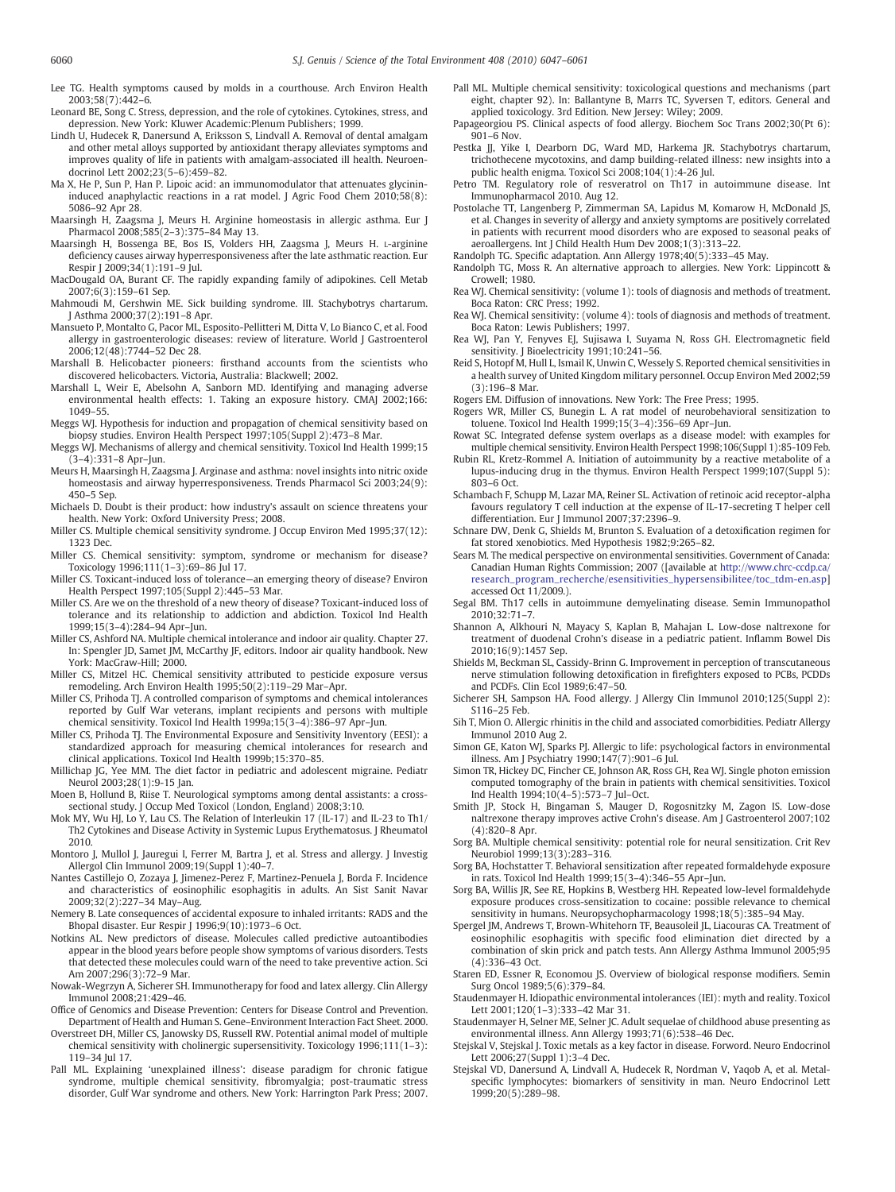Lee TG. Health symptoms caused by molds in a courthouse. Arch Environ Health 2003;58(7):442–6.

Leonard BE, Song C. Stress, depression, and the role of cytokines. Cytokines, stress, and depression. New York: Kluwer Academic:Plenum Publishers; 1999.

Lindh U, Hudecek R, Danersund A, Eriksson S, Lindvall A. Removal of dental amalgam and other metal alloys supported by antioxidant therapy alleviates symptoms and improves quality of life in patients with amalgam-associated ill health. Neuroendocrinol Lett 2002;23(5–6):459–82.

Ma X, He P, Sun P, Han P. Lipoic acid: an immunomodulator that attenuates glycinin-induced anaphylactic reactions in a rat model. J Agric Food Chem 2010;58(8): 5086–92 Apr 28.

Maarsingh H, Zaagsma J, Meurs H. Arginine homeostasis in allergic asthma. Eur J Pharmacol 2008;585(2–3):375–84 May 13.

Maarsingh H, Bossenga BE, Bos IS, Volders HH, Zaagsma J, Meurs H. L-arginine deficiency causes airway hyperresponsiveness after the late asthmatic reaction. Eur Respir J 2009;34(1):191–9 Jul.

MacDougald OA, Burant CF. The rapidly expanding family of adipokines. Cell Metab 2007;6(3):159–61 Sep.

Mahmoudi M, Gershwin ME. Sick building syndrome. III. Stachybotrys chartarum. J Asthma 2000;37(2):191–8 Apr.

Mansueto P, Montalto G, Pacor ML, Esposito-Pellitteri M, Ditta V, Lo Bianco C, et al. Food allergy in gastroenterologic diseases: review of literature. World J Gastroenterol 2006;12(48):7744–52 Dec 28.

Marshall B. Helicobacter pioneers: firsthand accounts from the scientists who discovered helicobacters. Victoria, Australia: Blackwell; 2002.

Marshall L, Weir E, Abelsohn A, Sanborn MD. Identifying and managing adverse environmental health effects: 1. Taking an exposure history. CMAJ 2002;166: 1049–55.

Meggs WJ. Hypothesis for induction and propagation of chemical sensitivity based on biopsy studies. Environ Health Perspect 1997;105(Suppl 2):473–8 Mar.

Meggs WJ. Mechanisms of allergy and chemical sensitivity. Toxicol Ind Health 1999;15 (3–4):331–8 Apr–Jun.

Meurs H, Maarsingh H, Zaagsma J. Arginase and asthma: novel insights into nitric oxide homeostasis and airway hyperresponsiveness. Trends Pharmacol Sci 2003;24(9): 450–5 Sep.

Michaels D. Doubt is their product: how industry's assault on science threatens your health. New York: Oxford University Press; 2008.

Miller CS. Multiple chemical sensitivity syndrome. J Occup Environ Med 1995;37(12): 1323 Dec.

Miller CS. Chemical sensitivity: symptom, syndrome or mechanism for disease? Toxicology 1996;111(1–3):69–86 Jul 17.

Miller CS. Toxicant-induced loss of tolerance—an emerging theory of disease? Environ Health Perspect 1997;105(Suppl 2):445–53 Mar.

Miller CS. Are we on the threshold of a new theory of disease? Toxicant-induced loss of tolerance and its relationship to addiction and abdiction. Toxicol Ind Health 1999;15(3–4):284–94 Apr–Jun.

Miller CS, Ashford NA. Multiple chemical intolerance and indoor air quality. Chapter 27. In: Spengler JD, Samet JM, McCarthy JF, editors. Indoor air quality handbook. New York: MacGraw-Hill; 2000.

Miller CS, Mitzel HC. Chemical sensitivity attributed to pesticide exposure versus remodeling. Arch Environ Health 1995;50(2):119–29 Mar–Apr.

Miller CS, Prihoda TJ. A controlled comparison of symptoms and chemical intolerances reported by Gulf War veterans, implant recipients and persons with multiple chemical sensitivity. Toxicol Ind Health 1999a;15(3–4):386–97 Apr–Jun.

Miller CS, Prihoda TJ. The Environmental Exposure and Sensitivity Inventory (EESI): a standardized approach for measuring chemical intolerances for research and clinical applications. Toxicol Ind Health 1999b;15:370–85.

Millichap JG, Yee MM. The diet factor in pediatric and adolescent migraine. Pediatr Neurol 2003;28(1):9-15 Jan.

Moen B, Hollund B, Riise T. Neurological symptoms among dental assistants: a cross-sectional study. J Occup Med Toxicol (London, England) 2008;3:10.

Mok MY, Wu HJ, Lo Y, Lau CS. The Relation of Interleukin 17 (IL-17) and IL-23 to Th1/ Th2 Cytokines and Disease Activity in Systemic Lupus Erythematosus. J Rheumatol 2010.

Montoro J, Mullol J, Jauregui I, Ferrer M, Bartra J, et al. Stress and allergy. J Investig Allergol Clin Immunol 2009;19(Suppl 1):40–7.

Nantes Castillejo O, Zozaya J, Jimenez-Perez F, Martinez-Penuela J, Borda F. Incidence and characteristics of eosinophilic esophagitis in adults. An Sist Sanit Navar 2009;32(2):227–34 May–Aug.

Nemery B. Late consequences of accidental exposure to inhaled irritants: RADS and the Bhopal disaster. Eur Respir J 1996;9(10):1973–6 Oct.

Notkins AL. New predictors of disease. Molecules called predictive autoantibodies appear in the blood years before people show symptoms of various disorders. Tests that detected these molecules could warn of the need to take preventive action. Sci Am 2007;296(3):72–9 Mar.

Nowak-Wegrzyn A, Sicherer SH. Immunotherapy for food and latex allergy. Clin Allergy Immunol 2008;21:429–46.

Office of Genomics and Disease Prevention: Centers for Disease Control and Prevention. Department of Health and Human S. Gene–Environment Interaction Fact Sheet. 2000.

Overstreet DH, Miller CS, Janowsky DS, Russell RW. Potential animal model of multiple chemical sensitivity with cholinergic supersensitivity. Toxicology 1996;111(1–3): 119–34 Jul 17.

Pall ML. Explaining 'unexplained illness': disease paradigm for chronic fatigue syndrome, multiple chemical sensitivity, fibromyalgia; post-traumatic stress disorder, Gulf War syndrome and others. New York: Harrington Park Press; 2007.

Pall ML. Multiple chemical sensitivity: toxicological questions and mechanisms (part eight, chapter 92). In: Ballantyne B, Marrs TC, Syversen T, editors. General and applied toxicology. 3rd Edition. New Jersey: Wiley; 2009.

Papageorgiou PS. Clinical aspects of food allergy. Biochem Soc Trans 2002;30(Pt 6): 901–6 Nov.

Pestka JJ, Yike I, Dearborn DG, Ward MD, Harkema JR. Stachybotrys chartarum, trichothecene mycotoxins, and damp building-related illness: new insights into a public health enigma. Toxicol Sci 2008;104(1):4-26 Jul.

Petro TM. Regulatory role of resveratrol on Th17 in autoimmune disease. Int Immunopharmacol 2010. Aug 12.

Postolache TT, Langenberg P, Zimmerman SA, Lapidus M, Komarow H, McDonald JS, et al. Changes in severity of allergy and anxiety symptoms are positively correlated in patients with recurrent mood disorders who are exposed to seasonal peaks of aeroallergens. Int J Child Health Hum Dev 2008;1(3):313–22.

Randolph TG. Specific adaptation. Ann Allergy 1978;40(5):333–45 May.

Randolph TG, Moss R. An alternative approach to allergies. New York: Lippincott & Crowell; 1980.

Rea WJ. Chemical sensitivity: (volume 1): tools of diagnosis and methods of treatment. Boca Raton: CRC Press; 1992.

Rea WJ. Chemical sensitivity: (volume 4): tools of diagnosis and methods of treatment. Boca Raton: Lewis Publishers; 1997.

Rea WJ, Pan Y, Fenyves EJ, Sujisawa I, Suyama N, Ross GH. Electromagnetic field sensitivity. J Bioelectricity 1991;10:241–56.

Reid S, Hotopf M, Hull L, Ismail K, Unwin C, Wessely S. Reported chemical sensitivities in a health survey of United Kingdom military personnel. Occup Environ Med 2002;59 (3):196–8 Mar.

Rogers EM. Diffusion of innovations. New York: The Free Press; 1995.

Rogers WR, Miller CS, Bunegin L. A rat model of neurobehavioral sensitization to toluene. Toxicol Ind Health 1999;15(3–4):356–69 Apr–Jun.

Rowat SC. Integrated defense system overlaps as a disease model: with examples for multiple chemical sensitivity. Environ Health Perspect 1998;106(Suppl 1):85-109 Feb.

Rubin RL, Kretz-Rommel A. Initiation of autoimmunity by a reactive metabolite of a lupus-inducing drug in the thymus. Environ Health Perspect 1999;107(Suppl 5): 803–6 Oct.

Schambach F, Schupp M, Lazar MA, Reiner SL. Activation of retinoic acid receptor-alpha favours regulatory T cell induction at the expense of IL-17-secreting T helper cell differentiation. Eur J Immunol 2007;37:2396–9.

Schnare DW, Denk G, Shields M, Brunton S. Evaluation of a detoxification regimen for fat stored xenobiotics. Med Hypothesis 1982;9:265–82.

Sears M. The medical perspective on environmental sensitivities. Government of Canada: Canadian Human Rights Commission; 2007 ([available at http://www.chrc-ccdp.ca/research_program_recherche/esensitivities_hypersensibilitee/toc_tdm-en.asp] accessed Oct 11/2009.).

Segal BM. Th17 cells in autoimmune demyelinating disease. Semin Immunopathol 2010;32:71–7.

Shannon A, Alkhouri N, Mayacy S, Kaplan B, Mahajan L. Low-dose naltrexone for treatment of duodenal Crohn's disease in a pediatric patient. Inflamm Bowel Dis 2010;16(9):1457 Sep.

Shields M, Beckman SL, Cassidy-Brinn G. Improvement in perception of transcutaneous nerve stimulation following detoxification in firefighters exposed to PCBs, PCDDs and PCDFs. Clin Ecol 1989;6:47–50.

Sicherer SH, Sampson HA. Food allergy. J Allergy Clin Immunol 2010;125(Suppl 2): S116–25 Feb.

Sih T, Mion O. Allergic rhinitis in the child and associated comorbidities. Pediatr Allergy Immunol 2010 Aug 2.

Simon GE, Katon WJ, Sparks PJ. Allergic to life: psychological factors in environmental illness. Am J Psychiatry 1990;147(7):901–6 Jul.

Simon TR, Hickey DC, Fincher CE, Johnson AR, Ross GH, Rea WJ. Single photon emission computed tomography of the brain in patients with chemical sensitivities. Toxicol Ind Health 1994;10(4–5):573–7 Jul–Oct.

Smith JP, Stock H, Bingaman S, Mauger D, Rogosnitzky M, Zagon IS. Low-dose naltrexone therapy improves active Crohn's disease. Am J Gastroenterol 2007;102 (4):820–8 Apr.

Sorg BA. Multiple chemical sensitivity: potential role for neural sensitization. Crit Rev Neurobiol 1999;13(3):283–316.

Sorg BA, Hochstatter T. Behavioral sensitization after repeated formaldehyde exposure in rats. Toxicol Ind Health 1999;15(3–4):346–55 Apr–Jun.

Sorg BA, Willis JR, See RE, Hopkins B, Westberg HH. Repeated low-level formaldehyde exposure produces cross-sensitization to cocaine: possible relevance to chemical sensitivity in humans. Neuropsychopharmacology 1998;18(5):385–94 May.

Spergel JM, Andrews T, Brown-Whitehorn TF, Beausoleil JL, Liacouras CA. Treatment of eosinophilic esophagitis with specific food elimination diet directed by a combination of skin prick and patch tests. Ann Allergy Asthma Immunol 2005;95 (4):336–43 Oct.

Staren ED, Essner R, Economou JS. Overview of biological response modifiers. Semin Surg Oncol 1989;5(6):379–84.

Staudenmayer H. Idiopathic environmental intolerances (IEI): myth and reality. Toxicol Lett 2001;120(1–3):333–42 Mar 31.

Staudenmayer H, Selner ME, Selner JC. Adult sequelae of childhood abuse presenting as environmental illness. Ann Allergy 1993;71(6):538–46 Dec.

Stejskal V, Stejskal J. Toxic metals as a key factor in disease. Forword. Neuro Endocrinol Lett 2006;27(Suppl 1):3–4 Dec.

Stejskal VD, Danersund A, Lindvall A, Hudecek R, Nordman V, Yaqob A, et al. Metal-specific lymphocytes: biomarkers of sensitivity in man. Neuro Endocrinol Lett 1999;20(5):289–98.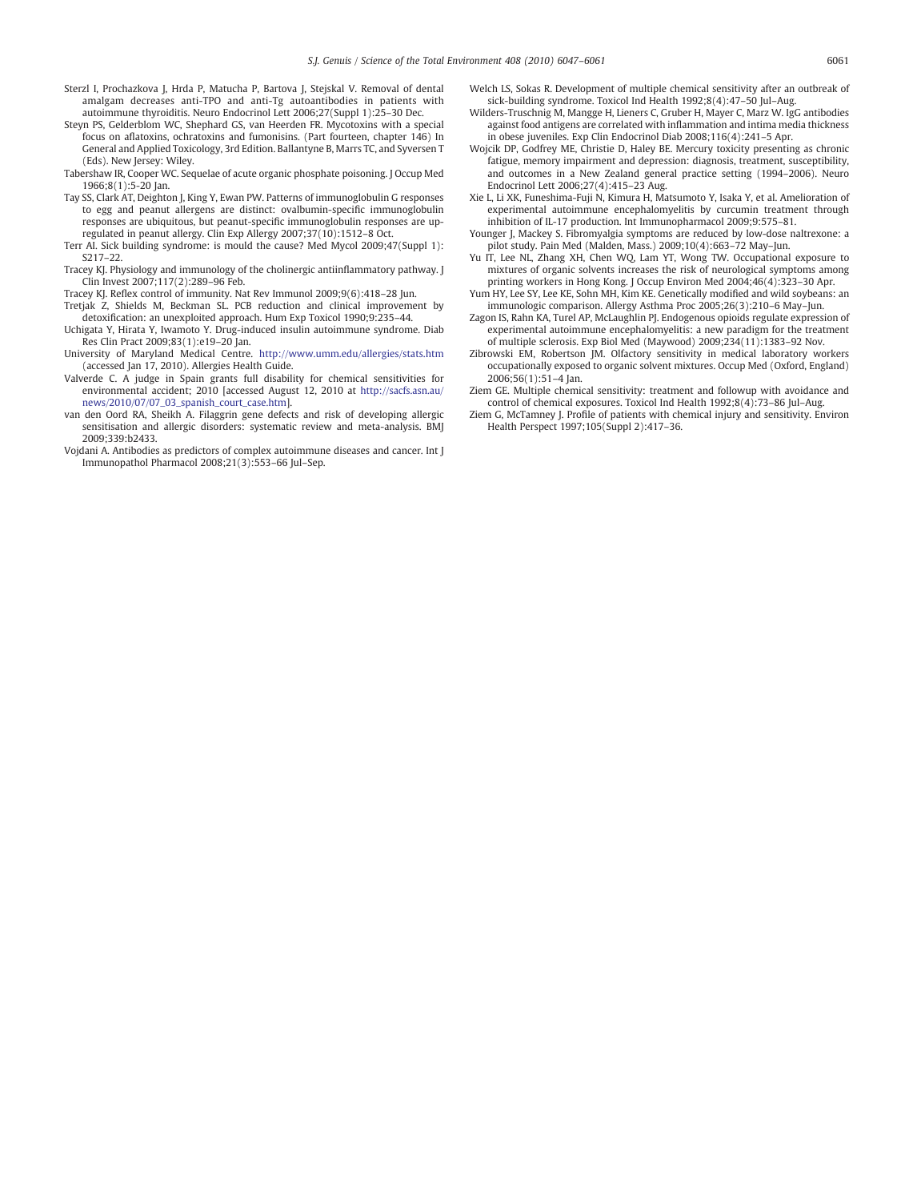Sterzl I, Prochazkova J, Hrda P, Matucha P, Bartova J, Stejskal V. Removal of dental amalgam decreases anti-TPO and anti-Tg autoantibodies in patients with autoimmune thyroiditis. Neuro Endocrinol Lett 2006;27(Suppl 1):25–30 Dec.

Steyn PS, Gelderblom WC, Shephard GS, van Heerden FR. Mycotoxins with a special focus on aflatoxins, ochratoxins and fumonisins. (Part fourteen, chapter 146) In General and Applied Toxicology, 3rd Edition. Ballantyne B, Marrs TC, and Syversen T (Eds). New Jersey: Wiley.

Tabershaw IR, Cooper WC. Sequelae of acute organic phosphate poisoning. J Occup Med 1966;8(1):5-20 Jan.

Tay SS, Clark AT, Deighton J, King Y, Ewan PW. Patterns of immunoglobulin G responses to egg and peanut allergens are distinct: ovalbumin-specific immunoglobulin responses are ubiquitous, but peanut-specific immunoglobulin responses are up-regulated in peanut allergy. Clin Exp Allergy 2007;37(10):1512–8 Oct.

Terr AI. Sick building syndrome: is mould the cause? Med Mycol 2009;47(Suppl 1): S217–22.

Tracey KJ. Physiology and immunology of the cholinergic antiinflammatory pathway. J Clin Invest 2007;117(2):289–96 Feb.

Tracey KJ. Reflex control of immunity. Nat Rev Immunol 2009;9(6):418–28 Jun.

Tretjak Z, Shields M, Beckman SL. PCB reduction and clinical improvement by detoxification: an unexploited approach. Hum Exp Toxicol 1990;9:235–44.

Uchigata Y, Hirata Y, Iwamoto Y. Drug-induced insulin autoimmune syndrome. Diab Res Clin Pract 2009;83(1):e19–20 Jan.

University of Maryland Medical Centre. http://www.umm.edu/allergies/stats.htm (accessed Jan 17, 2010). Allergies Health Guide.

Valverde C. A judge in Spain grants full disability for chemical sensitivities for environmental accident; 2010 [accessed August 12, 2010 at http://sacfs.asn.au/news/2010/07/07_03_spanish_court_case.htm].

van den Oord RA, Sheikh A. Filaggrin gene defects and risk of developing allergic sensitisation and allergic disorders: systematic review and meta-analysis. BMJ 2009;339:b2433.

Vojdani A. Antibodies as predictors of complex autoimmune diseases and cancer. Int J Immunopathol Pharmacol 2008;21(3):553–66 Jul–Sep.

Welch LS, Sokas R. Development of multiple chemical sensitivity after an outbreak of sick-building syndrome. Toxicol Ind Health 1992;8(4):47–50 Jul–Aug.

Wilders-Truschnig M, Mangge H, Lieners C, Gruber H, Mayer C, Marz W. IgG antibodies against food antigens are correlated with inflammation and intima media thickness in obese juveniles. Exp Clin Endocrinol Diab 2008;116(4):241–5 Apr.

Wojcik DP, Godfrey ME, Christie D, Haley BE. Mercury toxicity presenting as chronic fatigue, memory impairment and depression: diagnosis, treatment, susceptibility, and outcomes in a New Zealand general practice setting (1994–2006). Neuro Endocrinol Lett 2006;27(4):415–23 Aug.

Xie L, Li XK, Funeshima-Fuji N, Kimura H, Matsumoto Y, Isaka Y, et al. Amelioration of experimental autoimmune encephalomyelitis by curcumin treatment through inhibition of IL-17 production. Int Immunopharmacol 2009;9:575–81.

Younger J, Mackey S. Fibromyalgia symptoms are reduced by low-dose naltrexone: a pilot study. Pain Med (Malden, Mass.) 2009;10(4):663–72 May–Jun.

Yu IT, Lee NL, Zhang XH, Chen WQ, Lam YT, Wong TW. Occupational exposure to mixtures of organic solvents increases the risk of neurological symptoms among printing workers in Hong Kong. J Occup Environ Med 2004;46(4):323–30 Apr.

Yum HY, Lee SY, Lee KE, Sohn MH, Kim KE. Genetically modified and wild soybeans: an immunologic comparison. Allergy Asthma Proc 2005;26(3):210–6 May–Jun.

Zagon IS, Rahn KA, Turel AP, McLaughlin PJ. Endogenous opioids regulate expression of experimental autoimmune encephalomyelitis: a new paradigm for the treatment of multiple sclerosis. Exp Biol Med (Maywood) 2009;234(11):1383–92 Nov.

Zibrowski EM, Robertson JM. Olfactory sensitivity in medical laboratory workers occupationally exposed to organic solvent mixtures. Occup Med (Oxford, England) 2006;56(1):51–4 Jan.

Ziem GE. Multiple chemical sensitivity: treatment and followup with avoidance and control of chemical exposures. Toxicol Ind Health 1992;8(4):73–86 Jul–Aug.

Ziem G, McTamney J. Profile of patients with chemical injury and sensitivity. Environ Health Perspect 1997;105(Suppl 2):417–36.